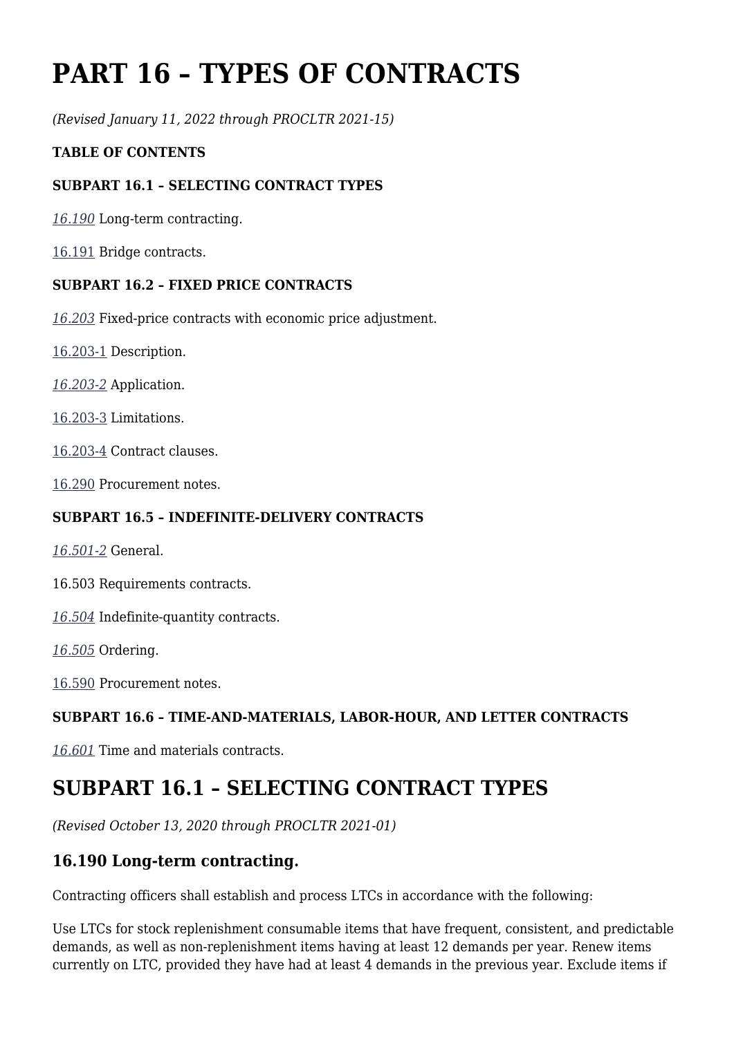# PART 16 – TYPES OF CONTRACTS

*(Revised January 11, 2022 through PROCLTR 2021-15)*

**TABLE OF CONTENTS**

**SUBPART 16.1 – SELECTING CONTRACT TYPES**

*16.190* Long-term contracting.

16.191 Bridge contracts.

**SUBPART 16.2 – FIXED PRICE CONTRACTS**

*16.203* Fixed-price contracts with economic price adjustment.

16.203-1 Description.

*16.203-2* Application.

16.203-3 Limitations.

16.203-4 Contract clauses.

16.290 Procurement notes.

**SUBPART 16.5 – INDEFINITE-DELIVERY CONTRACTS**

*16.501-2* General.

16.503 Requirements contracts.

*16.504* Indefinite-quantity contracts.

*16.505* Ordering.

16.590 Procurement notes.

**SUBPART 16.6 – TIME-AND-MATERIALS, LABOR-HOUR, AND LETTER CONTRACTS**

*16.601* Time and materials contracts.

## SUBPART 16.1 – SELECTING CONTRACT TYPES

*(Revised October 13, 2020 through PROCLTR 2021-01)*

### 16.190 Long-term contracting.

Contracting officers shall establish and process LTCs in accordance with the following:

Use LTCs for stock replenishment consumable items that have frequent, consistent, and predictable demands, as well as non-replenishment items having at least 12 demands per year. Renew items currently on LTC, provided they have had at least 4 demands in the previous year. Exclude items if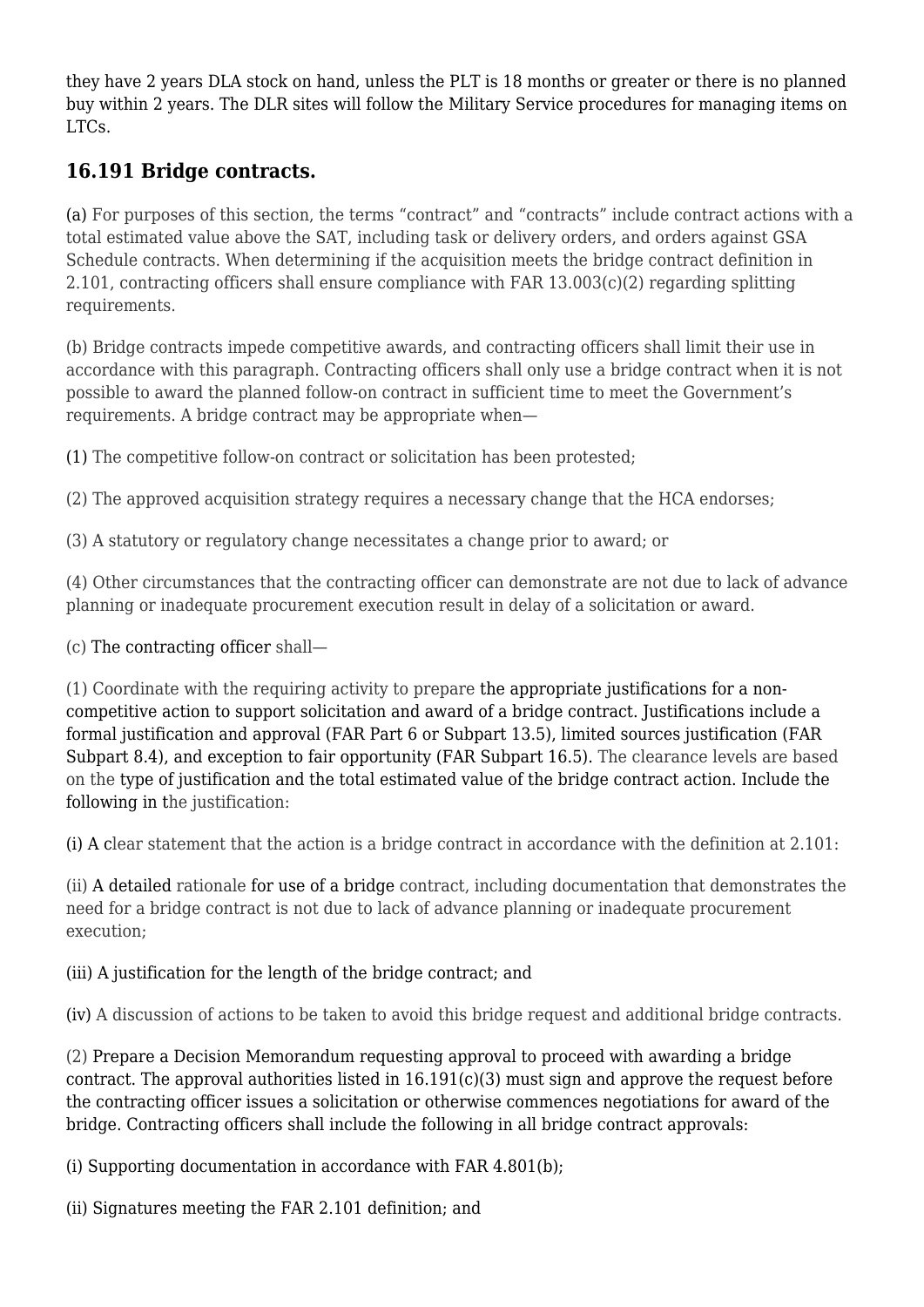they have 2 years DLA stock on hand, unless the PLT is 18 months or greater or there is no planned buy within 2 years. The DLR sites will follow the Military Service procedures for managing items on LTCs.

## 16.191 Bridge contracts.

(a) For purposes of this section, the terms "contract" and "contracts" include contract actions with a total estimated value above the SAT, including task or delivery orders, and orders against GSA Schedule contracts. When determining if the acquisition meets the bridge contract definition in 2.101, contracting officers shall ensure compliance with FAR 13.003(c)(2) regarding splitting requirements.

(b) Bridge contracts impede competitive awards, and contracting officers shall limit their use in accordance with this paragraph. Contracting officers shall only use a bridge contract when it is not possible to award the planned follow-on contract in sufficient time to meet the Government's requirements. A bridge contract may be appropriate when—

(1) The competitive follow-on contract or solicitation has been protested;

(2) The approved acquisition strategy requires a necessary change that the HCA endorses;

(3) A statutory or regulatory change necessitates a change prior to award; or

(4) Other circumstances that the contracting officer can demonstrate are not due to lack of advance planning or inadequate procurement execution result in delay of a solicitation or award.

(c) The contracting officer shall—

(1) Coordinate with the requiring activity to prepare the appropriate justifications for a non-competitive action to support solicitation and award of a bridge contract. Justifications include a formal justification and approval (FAR Part 6 or Subpart 13.5), limited sources justification (FAR Subpart 8.4), and exception to fair opportunity (FAR Subpart 16.5). The clearance levels are based on the type of justification and the total estimated value of the bridge contract action. Include the following in the justification:

(i) A clear statement that the action is a bridge contract in accordance with the definition at 2.101:

(ii) A detailed rationale for use of a bridge contract, including documentation that demonstrates the need for a bridge contract is not due to lack of advance planning or inadequate procurement execution;

(iii) A justification for the length of the bridge contract; and

(iv) A discussion of actions to be taken to avoid this bridge request and additional bridge contracts.

(2) Prepare a Decision Memorandum requesting approval to proceed with awarding a bridge contract. The approval authorities listed in 16.191(c)(3) must sign and approve the request before the contracting officer issues a solicitation or otherwise commences negotiations for award of the bridge. Contracting officers shall include the following in all bridge contract approvals:

(i) Supporting documentation in accordance with FAR 4.801(b);

(ii) Signatures meeting the FAR 2.101 definition; and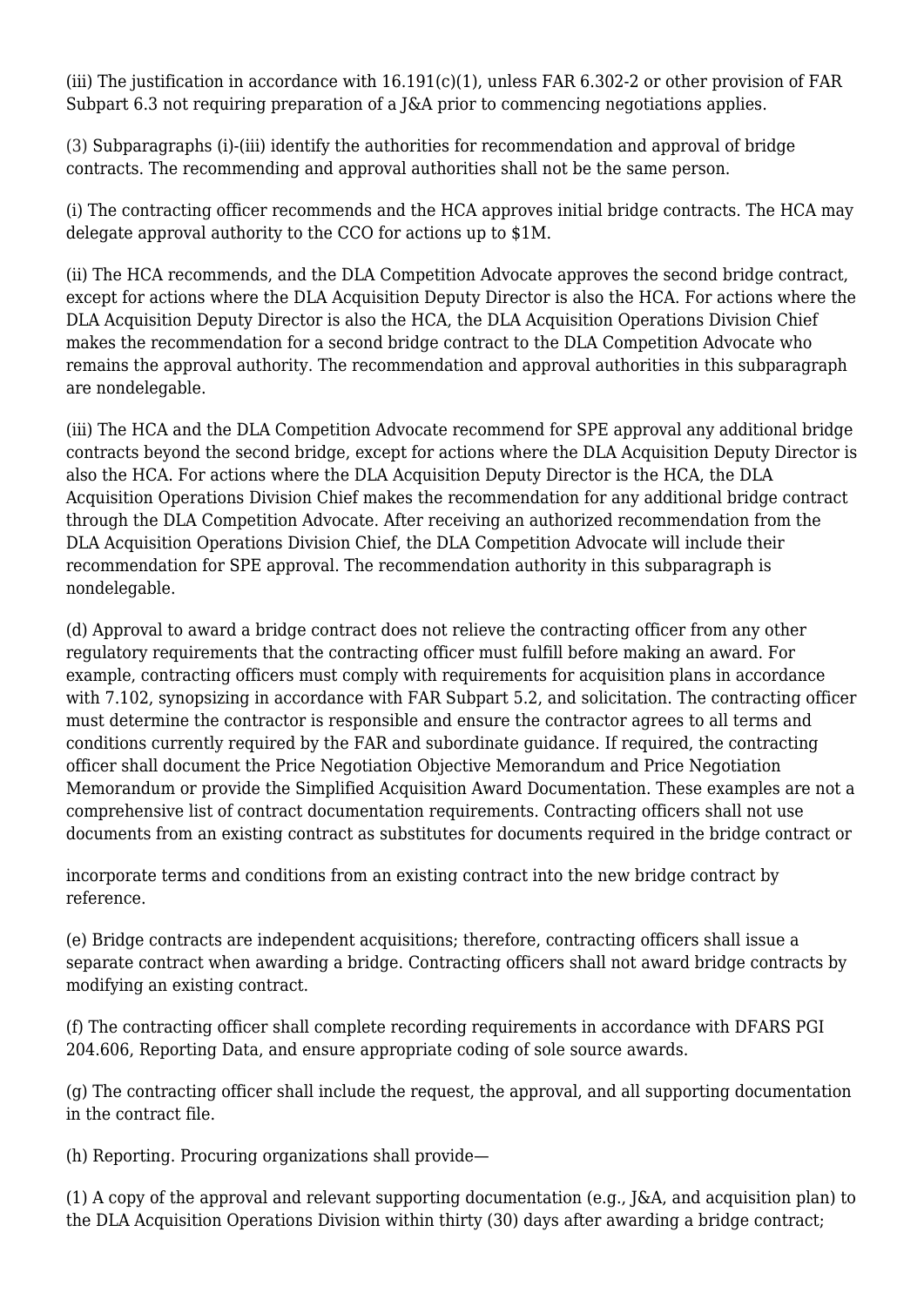(iii) The justification in accordance with 16.191(c)(1), unless FAR 6.302-2 or other provision of FAR Subpart 6.3 not requiring preparation of a J&A prior to commencing negotiations applies.

(3) Subparagraphs (i)-(iii) identify the authorities for recommendation and approval of bridge contracts. The recommending and approval authorities shall not be the same person.

(i) The contracting officer recommends and the HCA approves initial bridge contracts. The HCA may delegate approval authority to the CCO for actions up to $1M.

(ii) The HCA recommends, and the DLA Competition Advocate approves the second bridge contract, except for actions where the DLA Acquisition Deputy Director is also the HCA. For actions where the DLA Acquisition Deputy Director is also the HCA, the DLA Acquisition Operations Division Chief makes the recommendation for a second bridge contract to the DLA Competition Advocate who remains the approval authority. The recommendation and approval authorities in this subparagraph are nondelegable.

(iii) The HCA and the DLA Competition Advocate recommend for SPE approval any additional bridge contracts beyond the second bridge, except for actions where the DLA Acquisition Deputy Director is also the HCA. For actions where the DLA Acquisition Deputy Director is the HCA, the DLA Acquisition Operations Division Chief makes the recommendation for any additional bridge contract through the DLA Competition Advocate. After receiving an authorized recommendation from the DLA Acquisition Operations Division Chief, the DLA Competition Advocate will include their recommendation for SPE approval. The recommendation authority in this subparagraph is nondelegable.

(d) Approval to award a bridge contract does not relieve the contracting officer from any other regulatory requirements that the contracting officer must fulfill before making an award. For example, contracting officers must comply with requirements for acquisition plans in accordance with 7.102, synopsizing in accordance with FAR Subpart 5.2, and solicitation. The contracting officer must determine the contractor is responsible and ensure the contractor agrees to all terms and conditions currently required by the FAR and subordinate guidance. If required, the contracting officer shall document the Price Negotiation Objective Memorandum and Price Negotiation Memorandum or provide the Simplified Acquisition Award Documentation. These examples are not a comprehensive list of contract documentation requirements. Contracting officers shall not use documents from an existing contract as substitutes for documents required in the bridge contract or incorporate terms and conditions from an existing contract into the new bridge contract by reference.

(e) Bridge contracts are independent acquisitions; therefore, contracting officers shall issue a separate contract when awarding a bridge. Contracting officers shall not award bridge contracts by modifying an existing contract.

(f) The contracting officer shall complete recording requirements in accordance with DFARS PGI 204.606, Reporting Data, and ensure appropriate coding of sole source awards.

(g) The contracting officer shall include the request, the approval, and all supporting documentation in the contract file.

(h) Reporting. Procuring organizations shall provide—

(1) A copy of the approval and relevant supporting documentation (e.g., J&A, and acquisition plan) to the DLA Acquisition Operations Division within thirty (30) days after awarding a bridge contract;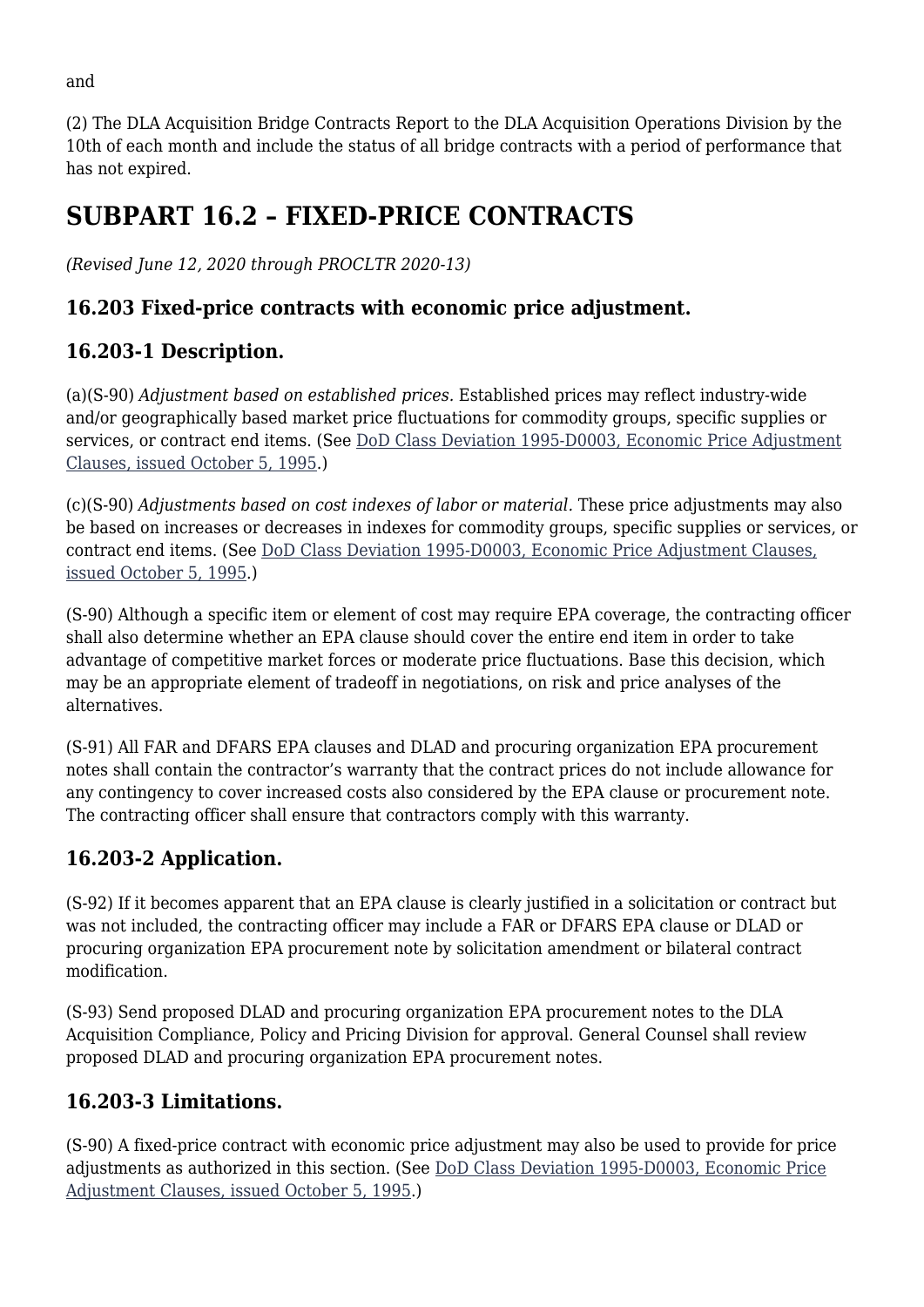and

(2) The DLA Acquisition Bridge Contracts Report to the DLA Acquisition Operations Division by the 10th of each month and include the status of all bridge contracts with a period of performance that has not expired.

# SUBPART 16.2 – FIXED-PRICE CONTRACTS

*(Revised June 12, 2020 through PROCLTR 2020-13)*

## 16.203 Fixed-price contracts with economic price adjustment.

## 16.203-1 Description.

(a)(S-90) *Adjustment based on established prices.* Established prices may reflect industry-wide and/or geographically based market price fluctuations for commodity groups, specific supplies or services, or contract end items. (See DoD Class Deviation 1995-D0003, Economic Price Adjustment Clauses, issued October 5, 1995.)

(c)(S-90) *Adjustments based on cost indexes of labor or material.* These price adjustments may also be based on increases or decreases in indexes for commodity groups, specific supplies or services, or contract end items. (See DoD Class Deviation 1995-D0003, Economic Price Adjustment Clauses, issued October 5, 1995.)

(S-90) Although a specific item or element of cost may require EPA coverage, the contracting officer shall also determine whether an EPA clause should cover the entire end item in order to take advantage of competitive market forces or moderate price fluctuations. Base this decision, which may be an appropriate element of tradeoff in negotiations, on risk and price analyses of the alternatives.

(S-91) All FAR and DFARS EPA clauses and DLAD and procuring organization EPA procurement notes shall contain the contractor's warranty that the contract prices do not include allowance for any contingency to cover increased costs also considered by the EPA clause or procurement note. The contracting officer shall ensure that contractors comply with this warranty.

## 16.203-2 Application.

(S-92) If it becomes apparent that an EPA clause is clearly justified in a solicitation or contract but was not included, the contracting officer may include a FAR or DFARS EPA clause or DLAD or procuring organization EPA procurement note by solicitation amendment or bilateral contract modification.

(S-93) Send proposed DLAD and procuring organization EPA procurement notes to the DLA Acquisition Compliance, Policy and Pricing Division for approval. General Counsel shall review proposed DLAD and procuring organization EPA procurement notes.

## 16.203-3 Limitations.

(S-90) A fixed-price contract with economic price adjustment may also be used to provide for price adjustments as authorized in this section. (See DoD Class Deviation 1995-D0003, Economic Price Adjustment Clauses, issued October 5, 1995.)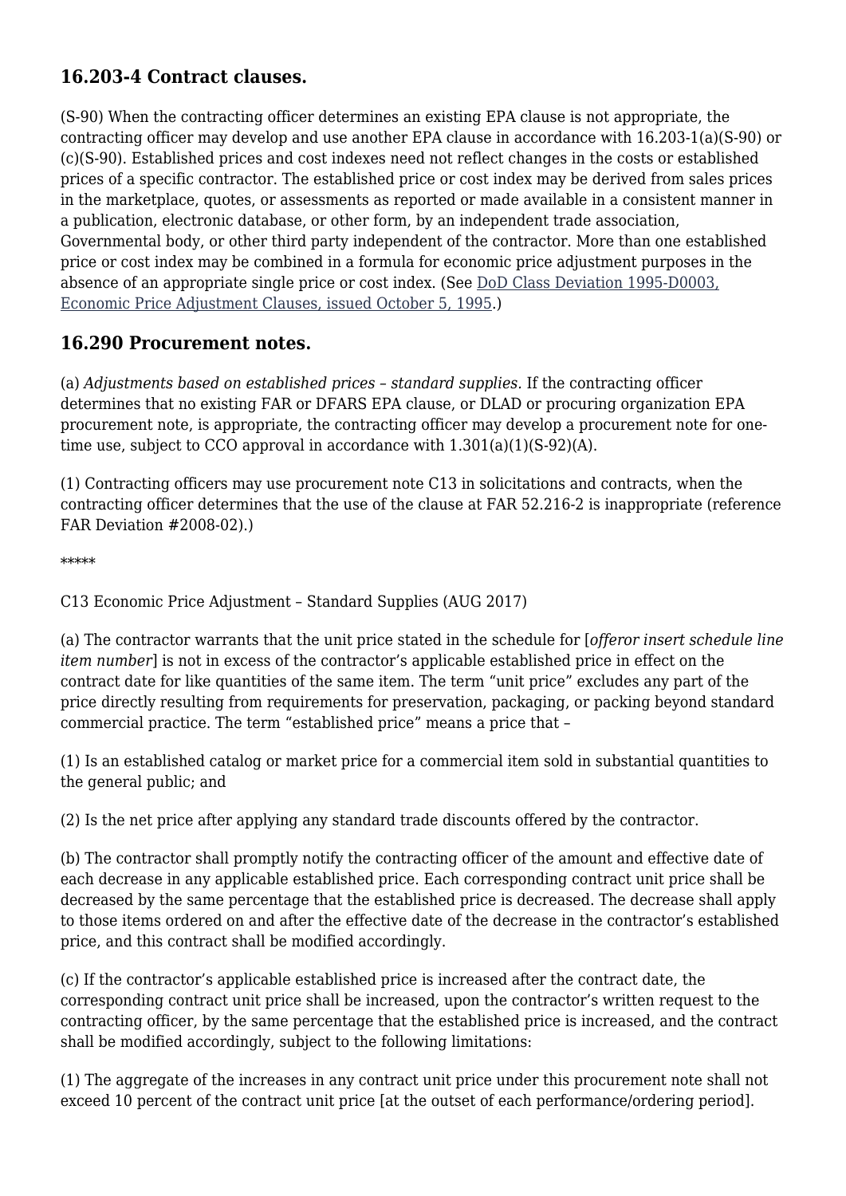### 16.203-4 Contract clauses.

(S-90) When the contracting officer determines an existing EPA clause is not appropriate, the contracting officer may develop and use another EPA clause in accordance with 16.203-1(a)(S-90) or (c)(S-90). Established prices and cost indexes need not reflect changes in the costs or established prices of a specific contractor. The established price or cost index may be derived from sales prices in the marketplace, quotes, or assessments as reported or made available in a consistent manner in a publication, electronic database, or other form, by an independent trade association, Governmental body, or other third party independent of the contractor. More than one established price or cost index may be combined in a formula for economic price adjustment purposes in the absence of an appropriate single price or cost index. (See DoD Class Deviation 1995-D0003, Economic Price Adjustment Clauses, issued October 5, 1995.)

### 16.290 Procurement notes.

(a) *Adjustments based on established prices – standard supplies.* If the contracting officer determines that no existing FAR or DFARS EPA clause, or DLAD or procuring organization EPA procurement note, is appropriate, the contracting officer may develop a procurement note for one-time use, subject to CCO approval in accordance with 1.301(a)(1)(S-92)(A).

(1) Contracting officers may use procurement note C13 in solicitations and contracts, when the contracting officer determines that the use of the clause at FAR 52.216-2 is inappropriate (reference FAR Deviation #2008-02).)

*****

C13 Economic Price Adjustment – Standard Supplies (AUG 2017)

(a) The contractor warrants that the unit price stated in the schedule for [*offeror insert schedule line item number*] is not in excess of the contractor's applicable established price in effect on the contract date for like quantities of the same item. The term "unit price" excludes any part of the price directly resulting from requirements for preservation, packaging, or packing beyond standard commercial practice. The term "established price" means a price that –

(1) Is an established catalog or market price for a commercial item sold in substantial quantities to the general public; and

(2) Is the net price after applying any standard trade discounts offered by the contractor.

(b) The contractor shall promptly notify the contracting officer of the amount and effective date of each decrease in any applicable established price. Each corresponding contract unit price shall be decreased by the same percentage that the established price is decreased. The decrease shall apply to those items ordered on and after the effective date of the decrease in the contractor's established price, and this contract shall be modified accordingly.

(c) If the contractor's applicable established price is increased after the contract date, the corresponding contract unit price shall be increased, upon the contractor's written request to the contracting officer, by the same percentage that the established price is increased, and the contract shall be modified accordingly, subject to the following limitations:

(1) The aggregate of the increases in any contract unit price under this procurement note shall not exceed 10 percent of the contract unit price [at the outset of each performance/ordering period].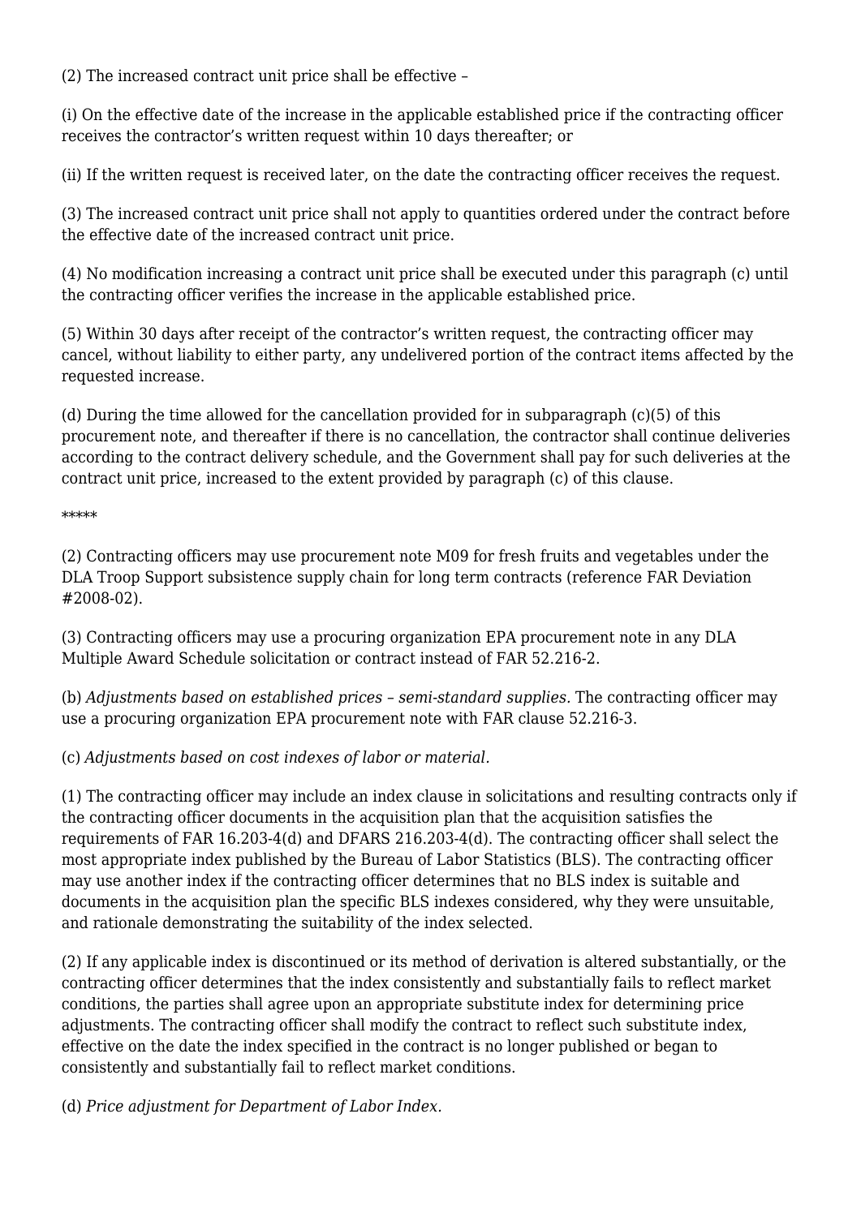(2) The increased contract unit price shall be effective –

(i) On the effective date of the increase in the applicable established price if the contracting officer receives the contractor's written request within 10 days thereafter; or

(ii) If the written request is received later, on the date the contracting officer receives the request.

(3) The increased contract unit price shall not apply to quantities ordered under the contract before the effective date of the increased contract unit price.

(4) No modification increasing a contract unit price shall be executed under this paragraph (c) until the contracting officer verifies the increase in the applicable established price.

(5) Within 30 days after receipt of the contractor's written request, the contracting officer may cancel, without liability to either party, any undelivered portion of the contract items affected by the requested increase.

(d) During the time allowed for the cancellation provided for in subparagraph (c)(5) of this procurement note, and thereafter if there is no cancellation, the contractor shall continue deliveries according to the contract delivery schedule, and the Government shall pay for such deliveries at the contract unit price, increased to the extent provided by paragraph (c) of this clause.

*****

(2) Contracting officers may use procurement note M09 for fresh fruits and vegetables under the DLA Troop Support subsistence supply chain for long term contracts (reference FAR Deviation #2008-02).

(3) Contracting officers may use a procuring organization EPA procurement note in any DLA Multiple Award Schedule solicitation or contract instead of FAR 52.216-2.

(b) *Adjustments based on established prices – semi-standard supplies.* The contracting officer may use a procuring organization EPA procurement note with FAR clause 52.216-3.

(c) *Adjustments based on cost indexes of labor or material.*

(1) The contracting officer may include an index clause in solicitations and resulting contracts only if the contracting officer documents in the acquisition plan that the acquisition satisfies the requirements of FAR 16.203-4(d) and DFARS 216.203-4(d). The contracting officer shall select the most appropriate index published by the Bureau of Labor Statistics (BLS). The contracting officer may use another index if the contracting officer determines that no BLS index is suitable and documents in the acquisition plan the specific BLS indexes considered, why they were unsuitable, and rationale demonstrating the suitability of the index selected.

(2) If any applicable index is discontinued or its method of derivation is altered substantially, or the contracting officer determines that the index consistently and substantially fails to reflect market conditions, the parties shall agree upon an appropriate substitute index for determining price adjustments. The contracting officer shall modify the contract to reflect such substitute index, effective on the date the index specified in the contract is no longer published or began to consistently and substantially fail to reflect market conditions.

(d) *Price adjustment for Department of Labor Index.*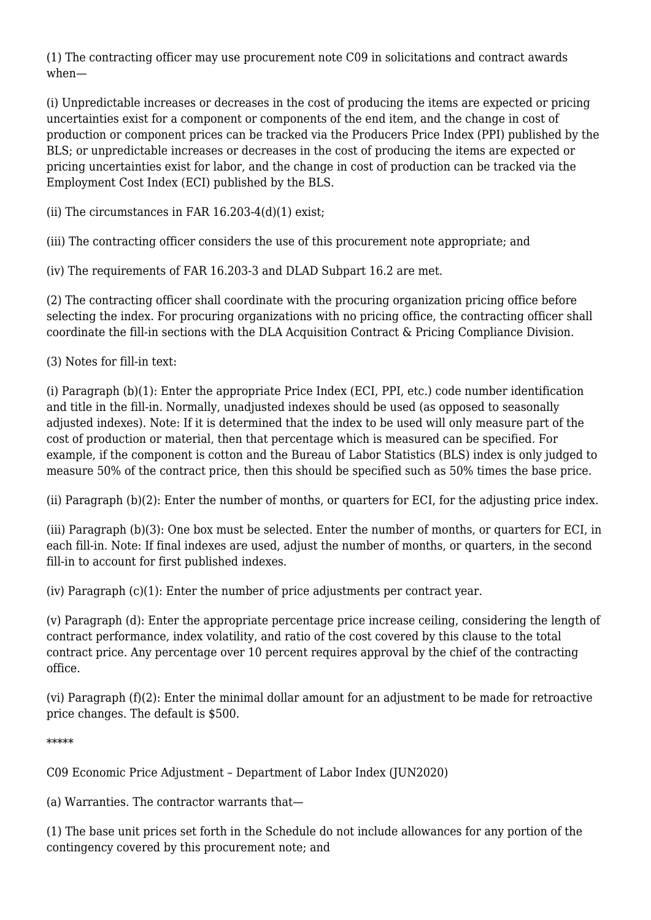(1) The contracting officer may use procurement note C09 in solicitations and contract awards when—

(i) Unpredictable increases or decreases in the cost of producing the items are expected or pricing uncertainties exist for a component or components of the end item, and the change in cost of production or component prices can be tracked via the Producers Price Index (PPI) published by the BLS; or unpredictable increases or decreases in the cost of producing the items are expected or pricing uncertainties exist for labor, and the change in cost of production can be tracked via the Employment Cost Index (ECI) published by the BLS.

(ii) The circumstances in FAR 16.203-4(d)(1) exist;

(iii) The contracting officer considers the use of this procurement note appropriate; and

(iv) The requirements of FAR 16.203-3 and DLAD Subpart 16.2 are met.

(2) The contracting officer shall coordinate with the procuring organization pricing office before selecting the index. For procuring organizations with no pricing office, the contracting officer shall coordinate the fill-in sections with the DLA Acquisition Contract & Pricing Compliance Division.

(3) Notes for fill-in text:

(i) Paragraph (b)(1): Enter the appropriate Price Index (ECI, PPI, etc.) code number identification and title in the fill-in. Normally, unadjusted indexes should be used (as opposed to seasonally adjusted indexes). Note: If it is determined that the index to be used will only measure part of the cost of production or material, then that percentage which is measured can be specified. For example, if the component is cotton and the Bureau of Labor Statistics (BLS) index is only judged to measure 50% of the contract price, then this should be specified such as 50% times the base price.

(ii) Paragraph (b)(2): Enter the number of months, or quarters for ECI, for the adjusting price index.

(iii) Paragraph (b)(3): One box must be selected. Enter the number of months, or quarters for ECI, in each fill-in. Note: If final indexes are used, adjust the number of months, or quarters, in the second fill-in to account for first published indexes.

(iv) Paragraph (c)(1): Enter the number of price adjustments per contract year.

(v) Paragraph (d): Enter the appropriate percentage price increase ceiling, considering the length of contract performance, index volatility, and ratio of the cost covered by this clause to the total contract price. Any percentage over 10 percent requires approval by the chief of the contracting office.

(vi) Paragraph (f)(2): Enter the minimal dollar amount for an adjustment to be made for retroactive price changes. The default is $500.

*****

C09 Economic Price Adjustment – Department of Labor Index (JUN2020)

(a) Warranties. The contractor warrants that—

(1) The base unit prices set forth in the Schedule do not include allowances for any portion of the contingency covered by this procurement note; and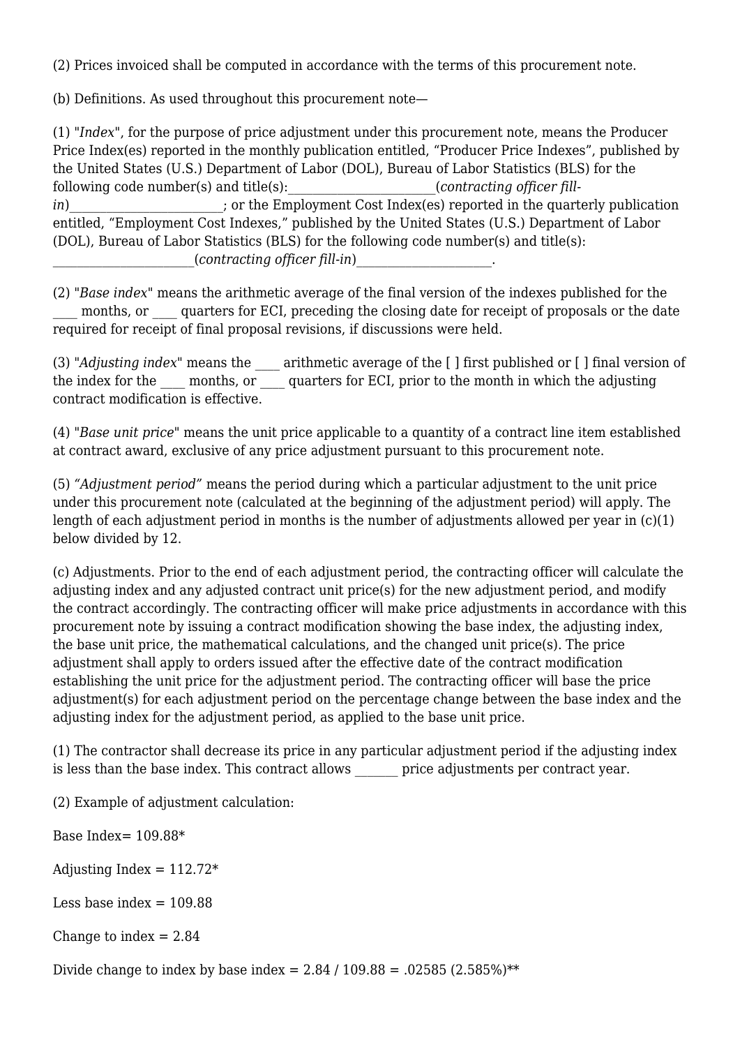(2) Prices invoiced shall be computed in accordance with the terms of this procurement note.

(b) Definitions. As used throughout this procurement note—

(1) "*Index*", for the purpose of price adjustment under this procurement note, means the Producer Price Index(es) reported in the monthly publication entitled, “Producer Price Indexes”, published by the United States (U.S.) Department of Labor (DOL), Bureau of Labor Statistics (BLS) for the following code number(s) and title(s):_______________________(*contracting officer fill-in*)________________________; or the Employment Cost Index(es) reported in the quarterly publication entitled, “Employment Cost Indexes,” published by the United States (U.S.) Department of Labor (DOL), Bureau of Labor Statistics (BLS) for the following code number(s) and title(s): ______________________(*contracting officer fill-in*)_____________________.

(2) "*Base index*" means the arithmetic average of the final version of the indexes published for the ____ months, or ____ quarters for ECI, preceding the closing date for receipt of proposals or the date required for receipt of final proposal revisions, if discussions were held.

(3) "*Adjusting index*" means the ____ arithmetic average of the [ ] first published or [ ] final version of the index for the ____ months, or ____ quarters for ECI, prior to the month in which the adjusting contract modification is effective.

(4) "*Base unit price*" means the unit price applicable to a quantity of a contract line item established at contract award, exclusive of any price adjustment pursuant to this procurement note.

(5) *“Adjustment period”* means the period during which a particular adjustment to the unit price under this procurement note (calculated at the beginning of the adjustment period) will apply. The length of each adjustment period in months is the number of adjustments allowed per year in (c)(1) below divided by 12.

(c) Adjustments. Prior to the end of each adjustment period, the contracting officer will calculate the adjusting index and any adjusted contract unit price(s) for the new adjustment period, and modify the contract accordingly. The contracting officer will make price adjustments in accordance with this procurement note by issuing a contract modification showing the base index, the adjusting index, the base unit price, the mathematical calculations, and the changed unit price(s). The price adjustment shall apply to orders issued after the effective date of the contract modification establishing the unit price for the adjustment period. The contracting officer will base the price adjustment(s) for each adjustment period on the percentage change between the base index and the adjusting index for the adjustment period, as applied to the base unit price.

(1) The contractor shall decrease its price in any particular adjustment period if the adjusting index is less than the base index. This contract allows _______ price adjustments per contract year.

(2) Example of adjustment calculation:

Base Index= 109.88*

Adjusting Index = 112.72*

Less base index = 109.88

Change to index = 2.84

Divide change to index by base index = 2.84 / 109.88 = .02585 (2.585%)**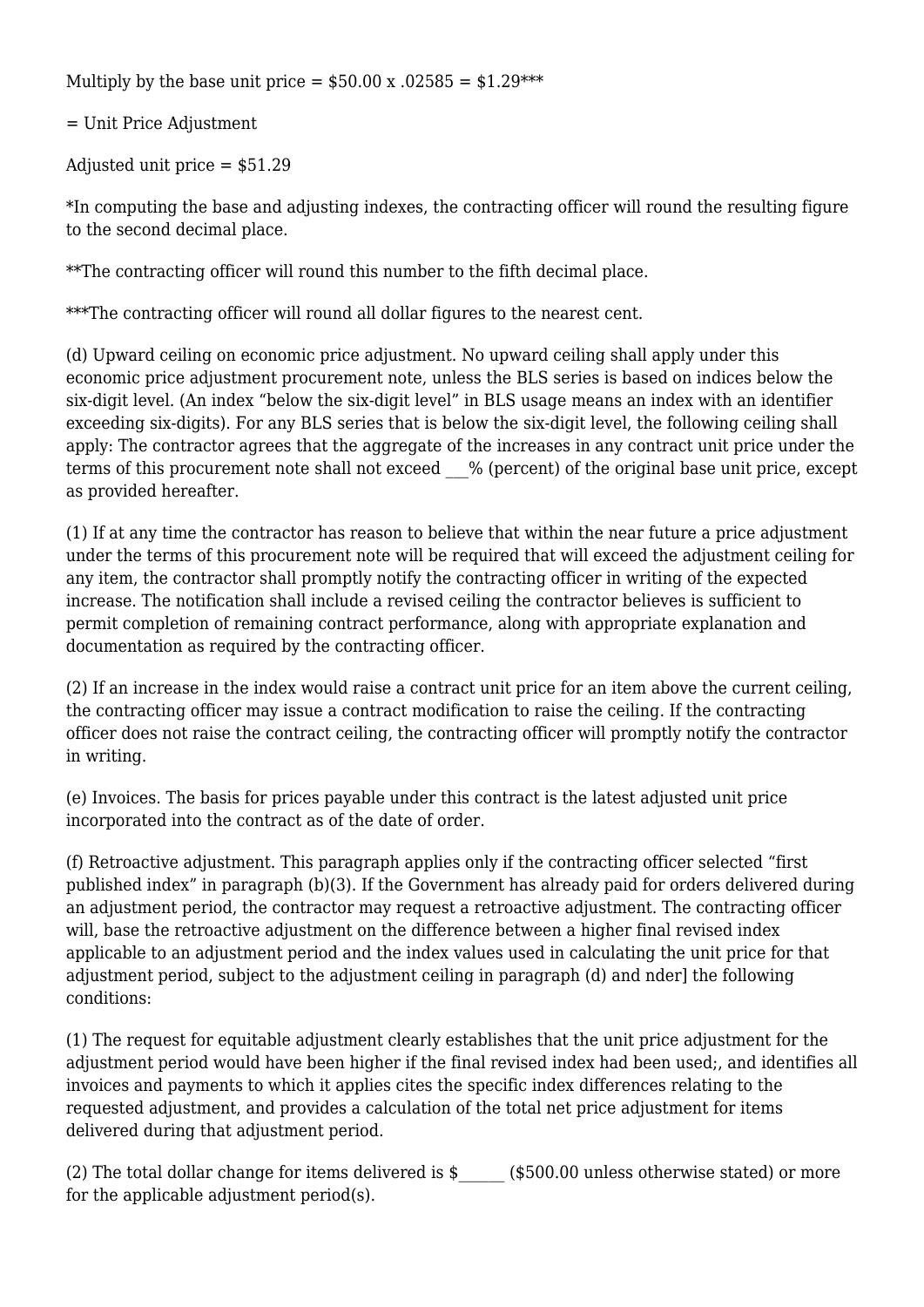Multiply by the base unit price = $50.00 x .02585 = $1.29***

= Unit Price Adjustment

Adjusted unit price = $51.29

*In computing the base and adjusting indexes, the contracting officer will round the resulting figure to the second decimal place.

**The contracting officer will round this number to the fifth decimal place.

***The contracting officer will round all dollar figures to the nearest cent.

(d) Upward ceiling on economic price adjustment. No upward ceiling shall apply under this economic price adjustment procurement note, unless the BLS series is based on indices below the six-digit level. (An index “below the six-digit level” in BLS usage means an index with an identifier exceeding six-digits). For any BLS series that is below the six-digit level, the following ceiling shall apply: The contractor agrees that the aggregate of the increases in any contract unit price under the terms of this procurement note shall not exceed ___% (percent) of the original base unit price, except as provided hereafter.

(1) If at any time the contractor has reason to believe that within the near future a price adjustment under the terms of this procurement note will be required that will exceed the adjustment ceiling for any item, the contractor shall promptly notify the contracting officer in writing of the expected increase. The notification shall include a revised ceiling the contractor believes is sufficient to permit completion of remaining contract performance, along with appropriate explanation and documentation as required by the contracting officer.

(2) If an increase in the index would raise a contract unit price for an item above the current ceiling, the contracting officer may issue a contract modification to raise the ceiling. If the contracting officer does not raise the contract ceiling, the contracting officer will promptly notify the contractor in writing.

(e) Invoices. The basis for prices payable under this contract is the latest adjusted unit price incorporated into the contract as of the date of order.

(f) Retroactive adjustment. This paragraph applies only if the contracting officer selected “first published index” in paragraph (b)(3). If the Government has already paid for orders delivered during an adjustment period, the contractor may request a retroactive adjustment. The contracting officer will, base the retroactive adjustment on the difference between a higher final revised index applicable to an adjustment period and the index values used in calculating the unit price for that adjustment period, subject to the adjustment ceiling in paragraph (d) and nder] the following conditions:

(1) The request for equitable adjustment clearly establishes that the unit price adjustment for the adjustment period would have been higher if the final revised index had been used;, and identifies all invoices and payments to which it applies cites the specific index differences relating to the requested adjustment, and provides a calculation of the total net price adjustment for items delivered during that adjustment period.

(2) The total dollar change for items delivered is $______ ($500.00 unless otherwise stated) or more for the applicable adjustment period(s).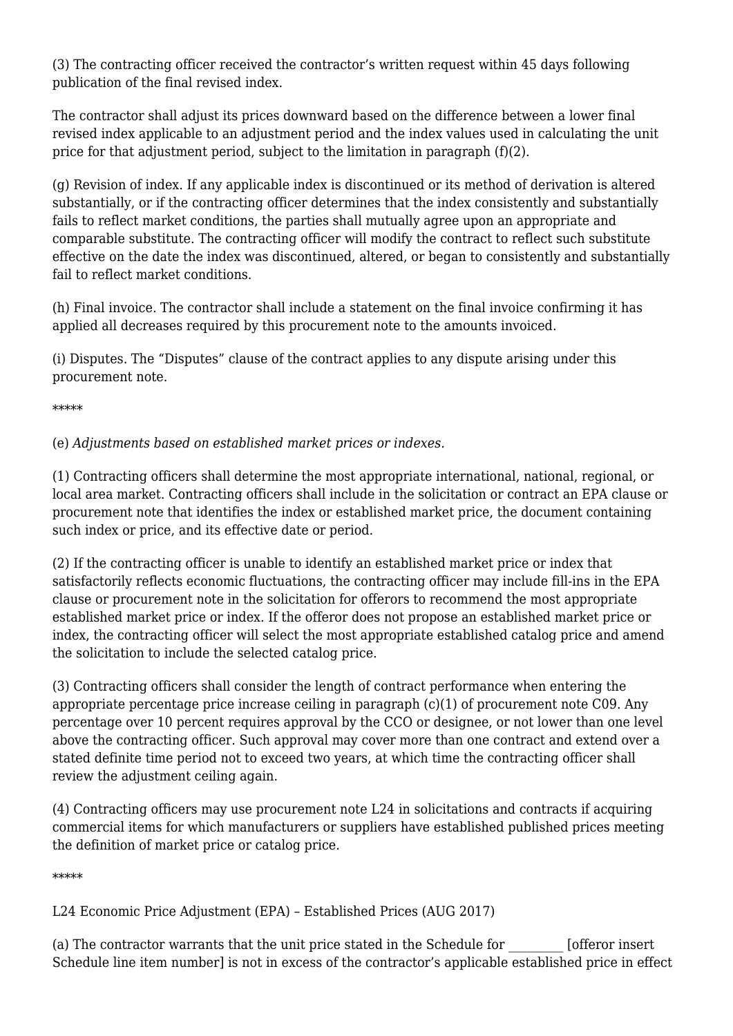(3) The contracting officer received the contractor's written request within 45 days following publication of the final revised index.

The contractor shall adjust its prices downward based on the difference between a lower final revised index applicable to an adjustment period and the index values used in calculating the unit price for that adjustment period, subject to the limitation in paragraph (f)(2).

(g) Revision of index. If any applicable index is discontinued or its method of derivation is altered substantially, or if the contracting officer determines that the index consistently and substantially fails to reflect market conditions, the parties shall mutually agree upon an appropriate and comparable substitute. The contracting officer will modify the contract to reflect such substitute effective on the date the index was discontinued, altered, or began to consistently and substantially fail to reflect market conditions.

(h) Final invoice. The contractor shall include a statement on the final invoice confirming it has applied all decreases required by this procurement note to the amounts invoiced.

(i) Disputes. The "Disputes" clause of the contract applies to any dispute arising under this procurement note.

*****

(e) *Adjustments based on established market prices or indexes.*

(1) Contracting officers shall determine the most appropriate international, national, regional, or local area market. Contracting officers shall include in the solicitation or contract an EPA clause or procurement note that identifies the index or established market price, the document containing such index or price, and its effective date or period.

(2) If the contracting officer is unable to identify an established market price or index that satisfactorily reflects economic fluctuations, the contracting officer may include fill-ins in the EPA clause or procurement note in the solicitation for offerors to recommend the most appropriate established market price or index. If the offeror does not propose an established market price or index, the contracting officer will select the most appropriate established catalog price and amend the solicitation to include the selected catalog price.

(3) Contracting officers shall consider the length of contract performance when entering the appropriate percentage price increase ceiling in paragraph (c)(1) of procurement note C09. Any percentage over 10 percent requires approval by the CCO or designee, or not lower than one level above the contracting officer. Such approval may cover more than one contract and extend over a stated definite time period not to exceed two years, at which time the contracting officer shall review the adjustment ceiling again.

(4) Contracting officers may use procurement note L24 in solicitations and contracts if acquiring commercial items for which manufacturers or suppliers have established published prices meeting the definition of market price or catalog price.

*****

L24 Economic Price Adjustment (EPA) – Established Prices (AUG 2017)

(a) The contractor warrants that the unit price stated in the Schedule for _________ [offeror insert Schedule line item number] is not in excess of the contractor's applicable established price in effect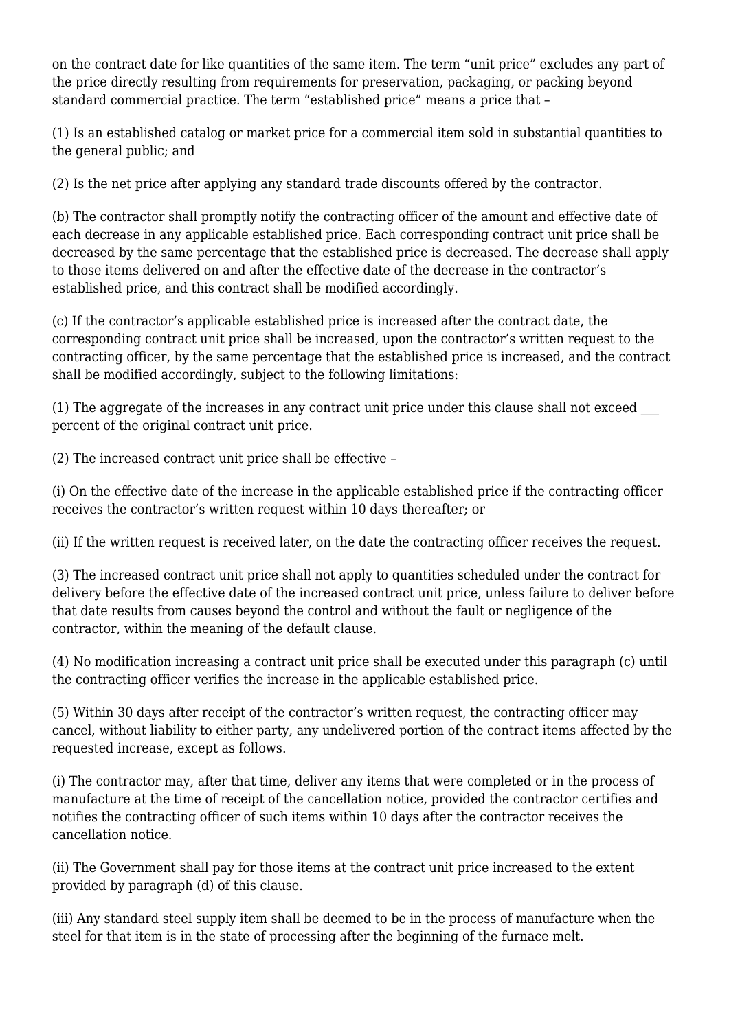on the contract date for like quantities of the same item. The term “unit price” excludes any part of the price directly resulting from requirements for preservation, packaging, or packing beyond standard commercial practice. The term “established price” means a price that –

(1) Is an established catalog or market price for a commercial item sold in substantial quantities to the general public; and

(2) Is the net price after applying any standard trade discounts offered by the contractor.

(b) The contractor shall promptly notify the contracting officer of the amount and effective date of each decrease in any applicable established price. Each corresponding contract unit price shall be decreased by the same percentage that the established price is decreased. The decrease shall apply to those items delivered on and after the effective date of the decrease in the contractor’s established price, and this contract shall be modified accordingly.

(c) If the contractor’s applicable established price is increased after the contract date, the corresponding contract unit price shall be increased, upon the contractor’s written request to the contracting officer, by the same percentage that the established price is increased, and the contract shall be modified accordingly, subject to the following limitations:

(1) The aggregate of the increases in any contract unit price under this clause shall not exceed ___ percent of the original contract unit price.

(2) The increased contract unit price shall be effective –

(i) On the effective date of the increase in the applicable established price if the contracting officer receives the contractor’s written request within 10 days thereafter; or

(ii) If the written request is received later, on the date the contracting officer receives the request.

(3) The increased contract unit price shall not apply to quantities scheduled under the contract for delivery before the effective date of the increased contract unit price, unless failure to deliver before that date results from causes beyond the control and without the fault or negligence of the contractor, within the meaning of the default clause.

(4) No modification increasing a contract unit price shall be executed under this paragraph (c) until the contracting officer verifies the increase in the applicable established price.

(5) Within 30 days after receipt of the contractor’s written request, the contracting officer may cancel, without liability to either party, any undelivered portion of the contract items affected by the requested increase, except as follows.

(i) The contractor may, after that time, deliver any items that were completed or in the process of manufacture at the time of receipt of the cancellation notice, provided the contractor certifies and notifies the contracting officer of such items within 10 days after the contractor receives the cancellation notice.

(ii) The Government shall pay for those items at the contract unit price increased to the extent provided by paragraph (d) of this clause.

(iii) Any standard steel supply item shall be deemed to be in the process of manufacture when the steel for that item is in the state of processing after the beginning of the furnace melt.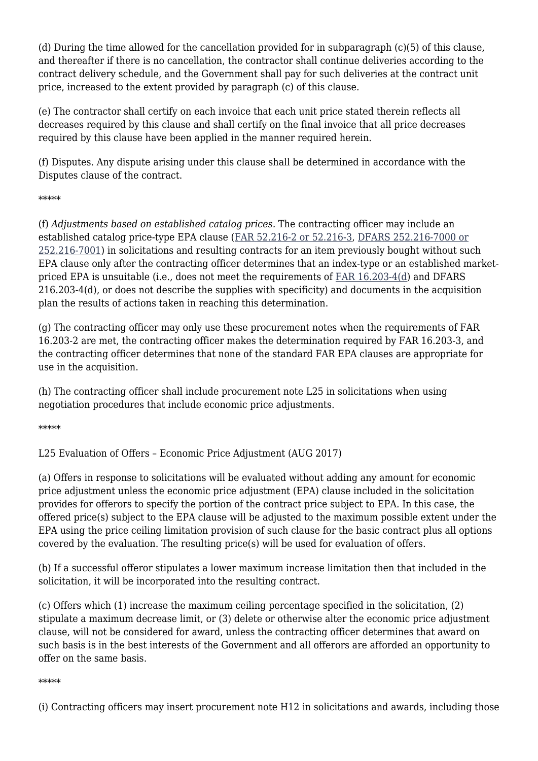(d) During the time allowed for the cancellation provided for in subparagraph (c)(5) of this clause, and thereafter if there is no cancellation, the contractor shall continue deliveries according to the contract delivery schedule, and the Government shall pay for such deliveries at the contract unit price, increased to the extent provided by paragraph (c) of this clause.

(e) The contractor shall certify on each invoice that each unit price stated therein reflects all decreases required by this clause and shall certify on the final invoice that all price decreases required by this clause have been applied in the manner required herein.

(f) Disputes. Any dispute arising under this clause shall be determined in accordance with the Disputes clause of the contract.

*****

(f) *Adjustments based on established catalog prices.* The contracting officer may include an established catalog price-type EPA clause (FAR 52.216-2 or 52.216-3, DFARS 252.216-7000 or 252.216-7001) in solicitations and resulting contracts for an item previously bought without such EPA clause only after the contracting officer determines that an index-type or an established market-priced EPA is unsuitable (i.e., does not meet the requirements of FAR 16.203-4(d) and DFARS 216.203-4(d), or does not describe the supplies with specificity) and documents in the acquisition plan the results of actions taken in reaching this determination.

(g) The contracting officer may only use these procurement notes when the requirements of FAR 16.203-2 are met, the contracting officer makes the determination required by FAR 16.203-3, and the contracting officer determines that none of the standard FAR EPA clauses are appropriate for use in the acquisition.

(h) The contracting officer shall include procurement note L25 in solicitations when using negotiation procedures that include economic price adjustments.

*****

L25 Evaluation of Offers – Economic Price Adjustment (AUG 2017)

(a) Offers in response to solicitations will be evaluated without adding any amount for economic price adjustment unless the economic price adjustment (EPA) clause included in the solicitation provides for offerors to specify the portion of the contract price subject to EPA. In this case, the offered price(s) subject to the EPA clause will be adjusted to the maximum possible extent under the EPA using the price ceiling limitation provision of such clause for the basic contract plus all options covered by the evaluation. The resulting price(s) will be used for evaluation of offers.

(b) If a successful offeror stipulates a lower maximum increase limitation then that included in the solicitation, it will be incorporated into the resulting contract.

(c) Offers which (1) increase the maximum ceiling percentage specified in the solicitation, (2) stipulate a maximum decrease limit, or (3) delete or otherwise alter the economic price adjustment clause, will not be considered for award, unless the contracting officer determines that award on such basis is in the best interests of the Government and all offerors are afforded an opportunity to offer on the same basis.

*****

(i) Contracting officers may insert procurement note H12 in solicitations and awards, including those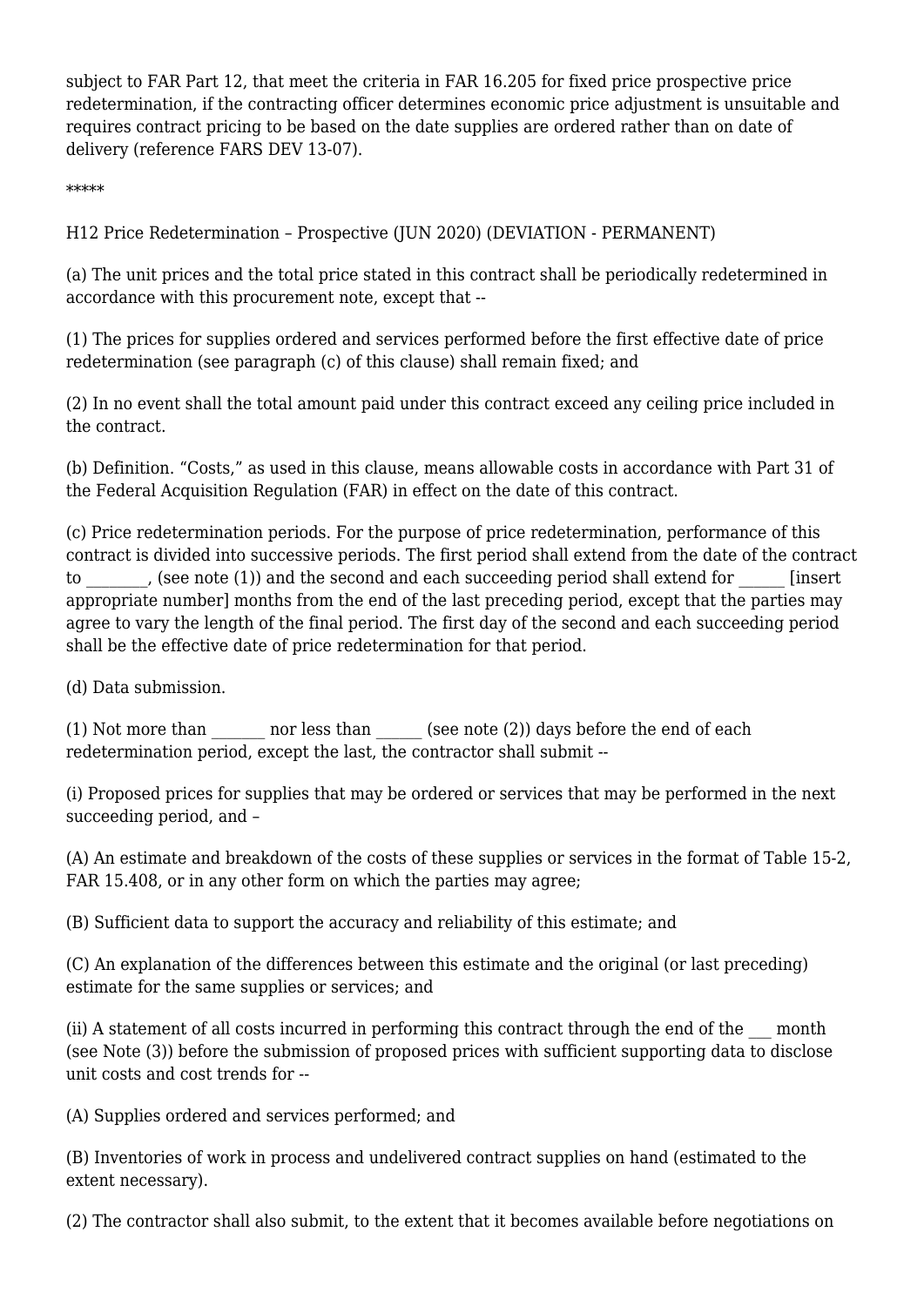subject to FAR Part 12, that meet the criteria in FAR 16.205 for fixed price prospective price redetermination, if the contracting officer determines economic price adjustment is unsuitable and requires contract pricing to be based on the date supplies are ordered rather than on date of delivery (reference FARS DEV 13-07).

*****

H12 Price Redetermination – Prospective (JUN 2020) (DEVIATION - PERMANENT)

(a) The unit prices and the total price stated in this contract shall be periodically redetermined in accordance with this procurement note, except that --

(1) The prices for supplies ordered and services performed before the first effective date of price redetermination (see paragraph (c) of this clause) shall remain fixed; and

(2) In no event shall the total amount paid under this contract exceed any ceiling price included in the contract.

(b) Definition. “Costs,” as used in this clause, means allowable costs in accordance with Part 31 of the Federal Acquisition Regulation (FAR) in effect on the date of this contract.

(c) Price redetermination periods. For the purpose of price redetermination, performance of this contract is divided into successive periods. The first period shall extend from the date of the contract to ________, (see note (1)) and the second and each succeeding period shall extend for ______ [insert appropriate number] months from the end of the last preceding period, except that the parties may agree to vary the length of the final period. The first day of the second and each succeeding period shall be the effective date of price redetermination for that period.

(d) Data submission.

(1) Not more than _______ nor less than ______ (see note (2)) days before the end of each redetermination period, except the last, the contractor shall submit --

(i) Proposed prices for supplies that may be ordered or services that may be performed in the next succeeding period, and –

(A) An estimate and breakdown of the costs of these supplies or services in the format of Table 15-2, FAR 15.408, or in any other form on which the parties may agree;

(B) Sufficient data to support the accuracy and reliability of this estimate; and

(C) An explanation of the differences between this estimate and the original (or last preceding) estimate for the same supplies or services; and

(ii) A statement of all costs incurred in performing this contract through the end of the ___ month (see Note (3)) before the submission of proposed prices with sufficient supporting data to disclose unit costs and cost trends for --

(A) Supplies ordered and services performed; and

(B) Inventories of work in process and undelivered contract supplies on hand (estimated to the extent necessary).

(2) The contractor shall also submit, to the extent that it becomes available before negotiations on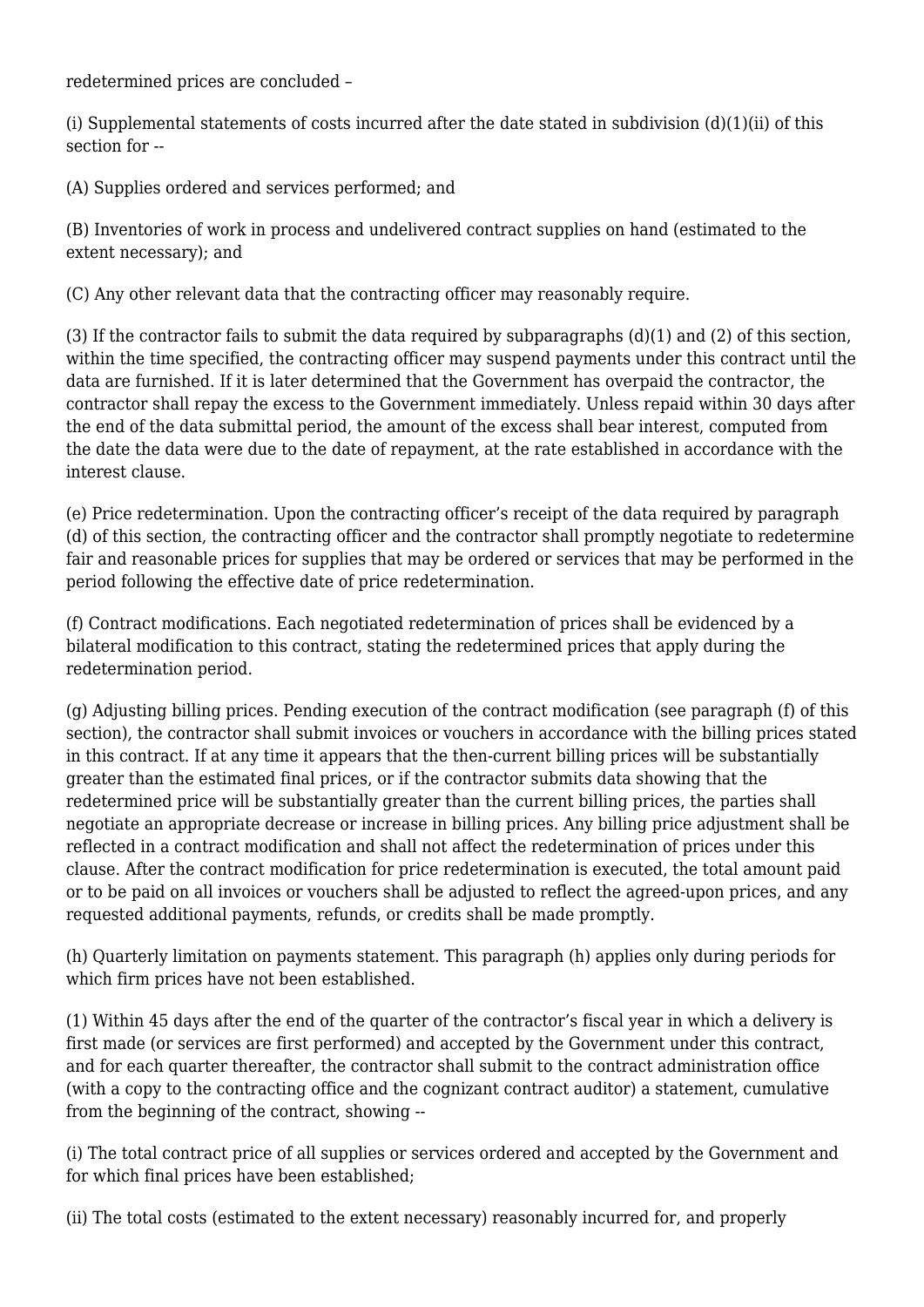redetermined prices are concluded –

(i) Supplemental statements of costs incurred after the date stated in subdivision (d)(1)(ii) of this section for --

(A) Supplies ordered and services performed; and

(B) Inventories of work in process and undelivered contract supplies on hand (estimated to the extent necessary); and

(C) Any other relevant data that the contracting officer may reasonably require.

(3) If the contractor fails to submit the data required by subparagraphs (d)(1) and (2) of this section, within the time specified, the contracting officer may suspend payments under this contract until the data are furnished. If it is later determined that the Government has overpaid the contractor, the contractor shall repay the excess to the Government immediately. Unless repaid within 30 days after the end of the data submittal period, the amount of the excess shall bear interest, computed from the date the data were due to the date of repayment, at the rate established in accordance with the interest clause.

(e) Price redetermination. Upon the contracting officer's receipt of the data required by paragraph (d) of this section, the contracting officer and the contractor shall promptly negotiate to redetermine fair and reasonable prices for supplies that may be ordered or services that may be performed in the period following the effective date of price redetermination.

(f) Contract modifications. Each negotiated redetermination of prices shall be evidenced by a bilateral modification to this contract, stating the redetermined prices that apply during the redetermination period.

(g) Adjusting billing prices. Pending execution of the contract modification (see paragraph (f) of this section), the contractor shall submit invoices or vouchers in accordance with the billing prices stated in this contract. If at any time it appears that the then-current billing prices will be substantially greater than the estimated final prices, or if the contractor submits data showing that the redetermined price will be substantially greater than the current billing prices, the parties shall negotiate an appropriate decrease or increase in billing prices. Any billing price adjustment shall be reflected in a contract modification and shall not affect the redetermination of prices under this clause. After the contract modification for price redetermination is executed, the total amount paid or to be paid on all invoices or vouchers shall be adjusted to reflect the agreed-upon prices, and any requested additional payments, refunds, or credits shall be made promptly.

(h) Quarterly limitation on payments statement. This paragraph (h) applies only during periods for which firm prices have not been established.

(1) Within 45 days after the end of the quarter of the contractor's fiscal year in which a delivery is first made (or services are first performed) and accepted by the Government under this contract, and for each quarter thereafter, the contractor shall submit to the contract administration office (with a copy to the contracting office and the cognizant contract auditor) a statement, cumulative from the beginning of the contract, showing --

(i) The total contract price of all supplies or services ordered and accepted by the Government and for which final prices have been established;

(ii) The total costs (estimated to the extent necessary) reasonably incurred for, and properly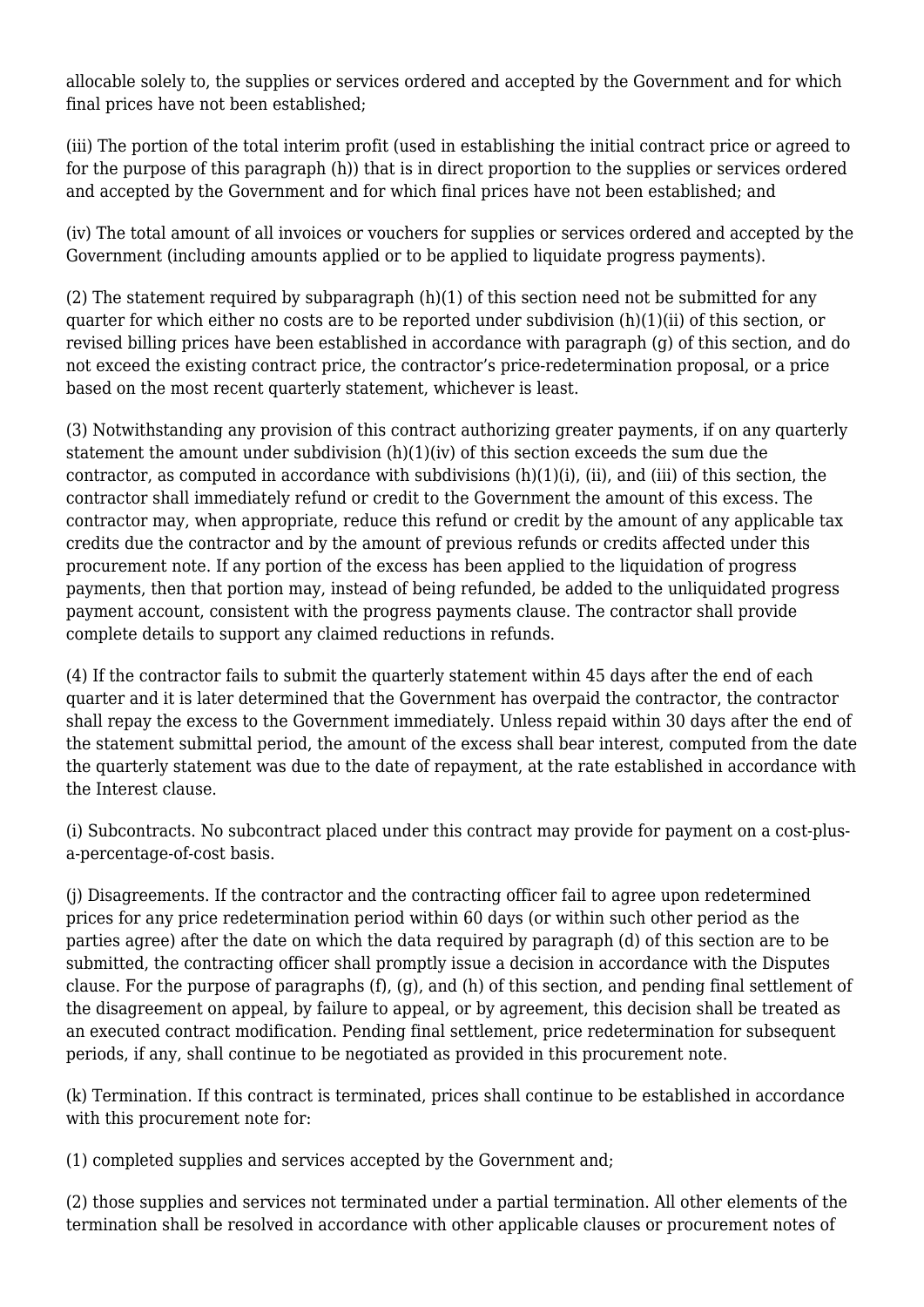allocable solely to, the supplies or services ordered and accepted by the Government and for which final prices have not been established;

(iii) The portion of the total interim profit (used in establishing the initial contract price or agreed to for the purpose of this paragraph (h)) that is in direct proportion to the supplies or services ordered and accepted by the Government and for which final prices have not been established; and

(iv) The total amount of all invoices or vouchers for supplies or services ordered and accepted by the Government (including amounts applied or to be applied to liquidate progress payments).

(2) The statement required by subparagraph (h)(1) of this section need not be submitted for any quarter for which either no costs are to be reported under subdivision (h)(1)(ii) of this section, or revised billing prices have been established in accordance with paragraph (g) of this section, and do not exceed the existing contract price, the contractor's price-redetermination proposal, or a price based on the most recent quarterly statement, whichever is least.

(3) Notwithstanding any provision of this contract authorizing greater payments, if on any quarterly statement the amount under subdivision (h)(1)(iv) of this section exceeds the sum due the contractor, as computed in accordance with subdivisions (h)(1)(i), (ii), and (iii) of this section, the contractor shall immediately refund or credit to the Government the amount of this excess. The contractor may, when appropriate, reduce this refund or credit by the amount of any applicable tax credits due the contractor and by the amount of previous refunds or credits affected under this procurement note. If any portion of the excess has been applied to the liquidation of progress payments, then that portion may, instead of being refunded, be added to the unliquidated progress payment account, consistent with the progress payments clause. The contractor shall provide complete details to support any claimed reductions in refunds.

(4) If the contractor fails to submit the quarterly statement within 45 days after the end of each quarter and it is later determined that the Government has overpaid the contractor, the contractor shall repay the excess to the Government immediately. Unless repaid within 30 days after the end of the statement submittal period, the amount of the excess shall bear interest, computed from the date the quarterly statement was due to the date of repayment, at the rate established in accordance with the Interest clause.

(i) Subcontracts. No subcontract placed under this contract may provide for payment on a cost-plus-a-percentage-of-cost basis.

(j) Disagreements. If the contractor and the contracting officer fail to agree upon redetermined prices for any price redetermination period within 60 days (or within such other period as the parties agree) after the date on which the data required by paragraph (d) of this section are to be submitted, the contracting officer shall promptly issue a decision in accordance with the Disputes clause. For the purpose of paragraphs (f), (g), and (h) of this section, and pending final settlement of the disagreement on appeal, by failure to appeal, or by agreement, this decision shall be treated as an executed contract modification. Pending final settlement, price redetermination for subsequent periods, if any, shall continue to be negotiated as provided in this procurement note.

(k) Termination. If this contract is terminated, prices shall continue to be established in accordance with this procurement note for:

(1) completed supplies and services accepted by the Government and;

(2) those supplies and services not terminated under a partial termination. All other elements of the termination shall be resolved in accordance with other applicable clauses or procurement notes of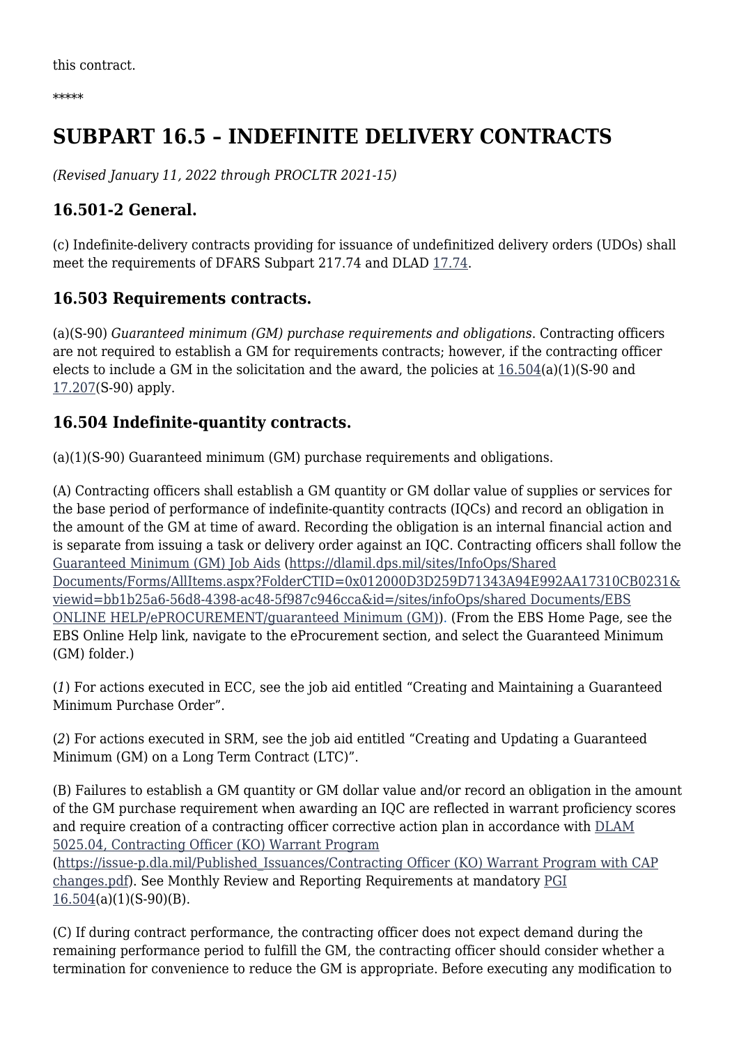this contract.

*****

# SUBPART 16.5 – INDEFINITE DELIVERY CONTRACTS

*(Revised January 11, 2022 through PROCLTR 2021-15)*

## 16.501-2 General.

(c) Indefinite-delivery contracts providing for issuance of undefinitized delivery orders (UDOs) shall meet the requirements of DFARS Subpart 217.74 and DLAD [17.74](17.74).

## 16.503 Requirements contracts.

(a)(S-90) *Guaranteed minimum (GM) purchase requirements and obligations*. Contracting officers are not required to establish a GM for requirements contracts; however, if the contracting officer elects to include a GM in the solicitation and the award, the policies at [16.504](16.504)(a)(1)(S-90 and [17.207](17.207)(S-90) apply.

## 16.504 Indefinite-quantity contracts.

(a)(1)(S-90) Guaranteed minimum (GM) purchase requirements and obligations.

(A) Contracting officers shall establish a GM quantity or GM dollar value of supplies or services for the base period of performance of indefinite-quantity contracts (IQCs) and record an obligation in the amount of the GM at time of award. Recording the obligation is an internal financial action and is separate from issuing a task or delivery order against an IQC. Contracting officers shall follow the Guaranteed Minimum (GM) Job Aids (https://dlamil.dps.mil/sites/InfoOps/Shared Documents/Forms/AllItems.aspx?FolderCTID=0x012000D3D259D71343A94E992AA17310CB0231&viewid=bb1b25a6-56d8-4398-ac48-5f987c946cca&id=/sites/infoOps/shared Documents/EBS ONLINE HELP/ePROCUREMENT/guaranteed Minimum (GM)). (From the EBS Home Page, see the EBS Online Help link, navigate to the eProcurement section, and select the Guaranteed Minimum (GM) folder.)

(*1*) For actions executed in ECC, see the job aid entitled "Creating and Maintaining a Guaranteed Minimum Purchase Order".

(*2*) For actions executed in SRM, see the job aid entitled "Creating and Updating a Guaranteed Minimum (GM) on a Long Term Contract (LTC)".

(B) Failures to establish a GM quantity or GM dollar value and/or record an obligation in the amount of the GM purchase requirement when awarding an IQC are reflected in warrant proficiency scores and require creation of a contracting officer corrective action plan in accordance with DLAM 5025.04, Contracting Officer (KO) Warrant Program (https://issue-p.dla.mil/Published_Issuances/Contracting Officer (KO) Warrant Program with CAP changes.pdf). See Monthly Review and Reporting Requirements at mandatory PGI 16.504(a)(1)(S-90)(B).

(C) If during contract performance, the contracting officer does not expect demand during the remaining performance period to fulfill the GM, the contracting officer should consider whether a termination for convenience to reduce the GM is appropriate. Before executing any modification to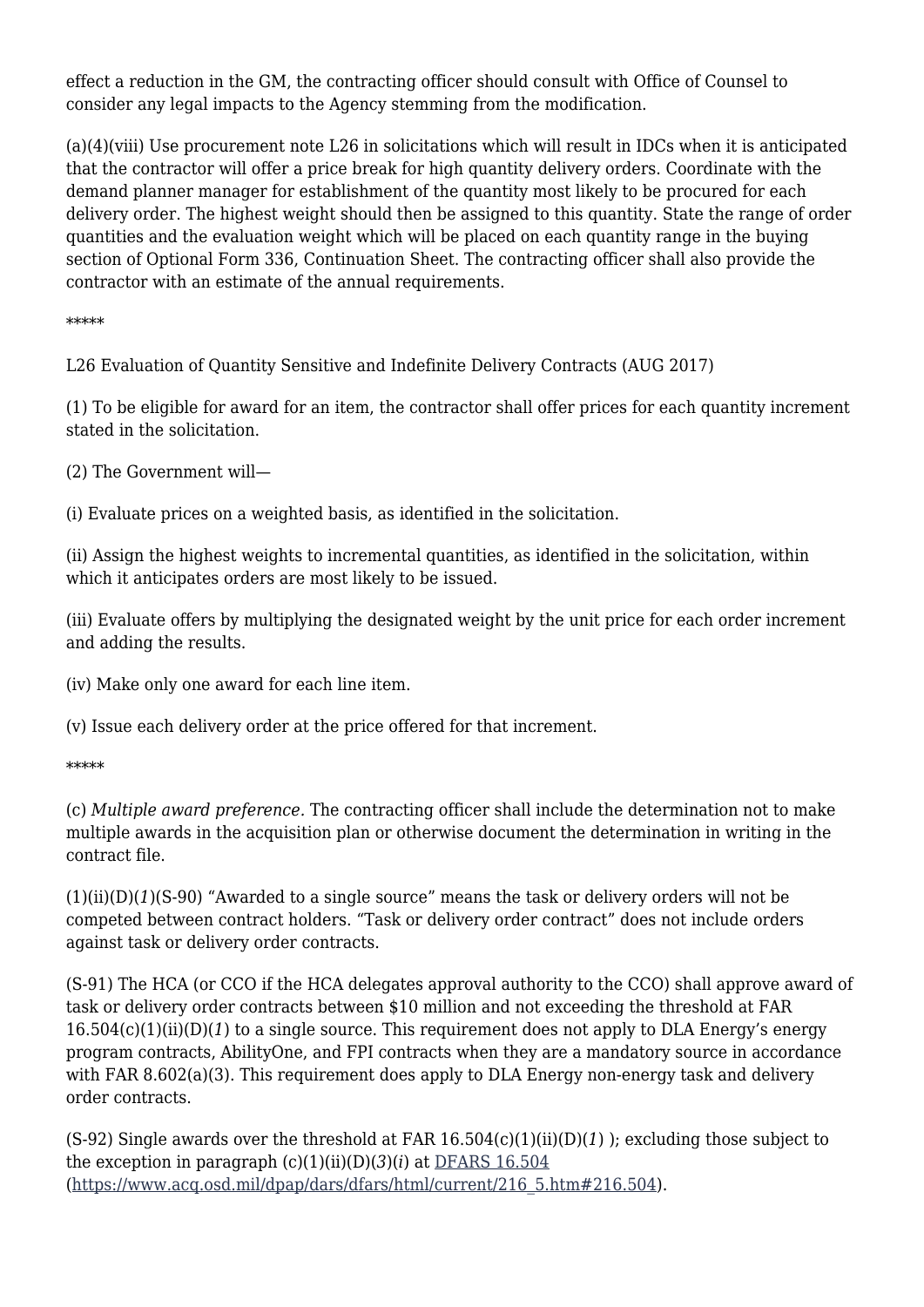effect a reduction in the GM, the contracting officer should consult with Office of Counsel to consider any legal impacts to the Agency stemming from the modification.

(a)(4)(viii) Use procurement note L26 in solicitations which will result in IDCs when it is anticipated that the contractor will offer a price break for high quantity delivery orders. Coordinate with the demand planner manager for establishment of the quantity most likely to be procured for each delivery order. The highest weight should then be assigned to this quantity. State the range of order quantities and the evaluation weight which will be placed on each quantity range in the buying section of Optional Form 336, Continuation Sheet. The contracting officer shall also provide the contractor with an estimate of the annual requirements.

*****

L26 Evaluation of Quantity Sensitive and Indefinite Delivery Contracts (AUG 2017)

(1) To be eligible for award for an item, the contractor shall offer prices for each quantity increment stated in the solicitation.

(2) The Government will—

(i) Evaluate prices on a weighted basis, as identified in the solicitation.

(ii) Assign the highest weights to incremental quantities, as identified in the solicitation, within which it anticipates orders are most likely to be issued.

(iii) Evaluate offers by multiplying the designated weight by the unit price for each order increment and adding the results.

(iv) Make only one award for each line item.

(v) Issue each delivery order at the price offered for that increment.

*****

(c) *Multiple award preference.* The contracting officer shall include the determination not to make multiple awards in the acquisition plan or otherwise document the determination in writing in the contract file.

(1)(ii)(D)(*1*)(S-90) "Awarded to a single source" means the task or delivery orders will not be competed between contract holders. "Task or delivery order contract" does not include orders against task or delivery order contracts.

(S-91) The HCA (or CCO if the HCA delegates approval authority to the CCO) shall approve award of task or delivery order contracts between $10 million and not exceeding the threshold at FAR 16.504(c)(1)(ii)(D)(*1*) to a single source. This requirement does not apply to DLA Energy's energy program contracts, AbilityOne, and FPI contracts when they are a mandatory source in accordance with FAR 8.602(a)(3). This requirement does apply to DLA Energy non-energy task and delivery order contracts.

(S-92) Single awards over the threshold at FAR 16.504(c)(1)(ii)(D)(*1*) ); excluding those subject to the exception in paragraph (c)(1)(ii)(D)(*3*)(*i*) at [DFARS 16.504](https://www.acq.osd.mil/dpap/dars/dfars/html/current/216_5.htm#216.504) (https://www.acq.osd.mil/dpap/dars/dfars/html/current/216_5.htm#216.504).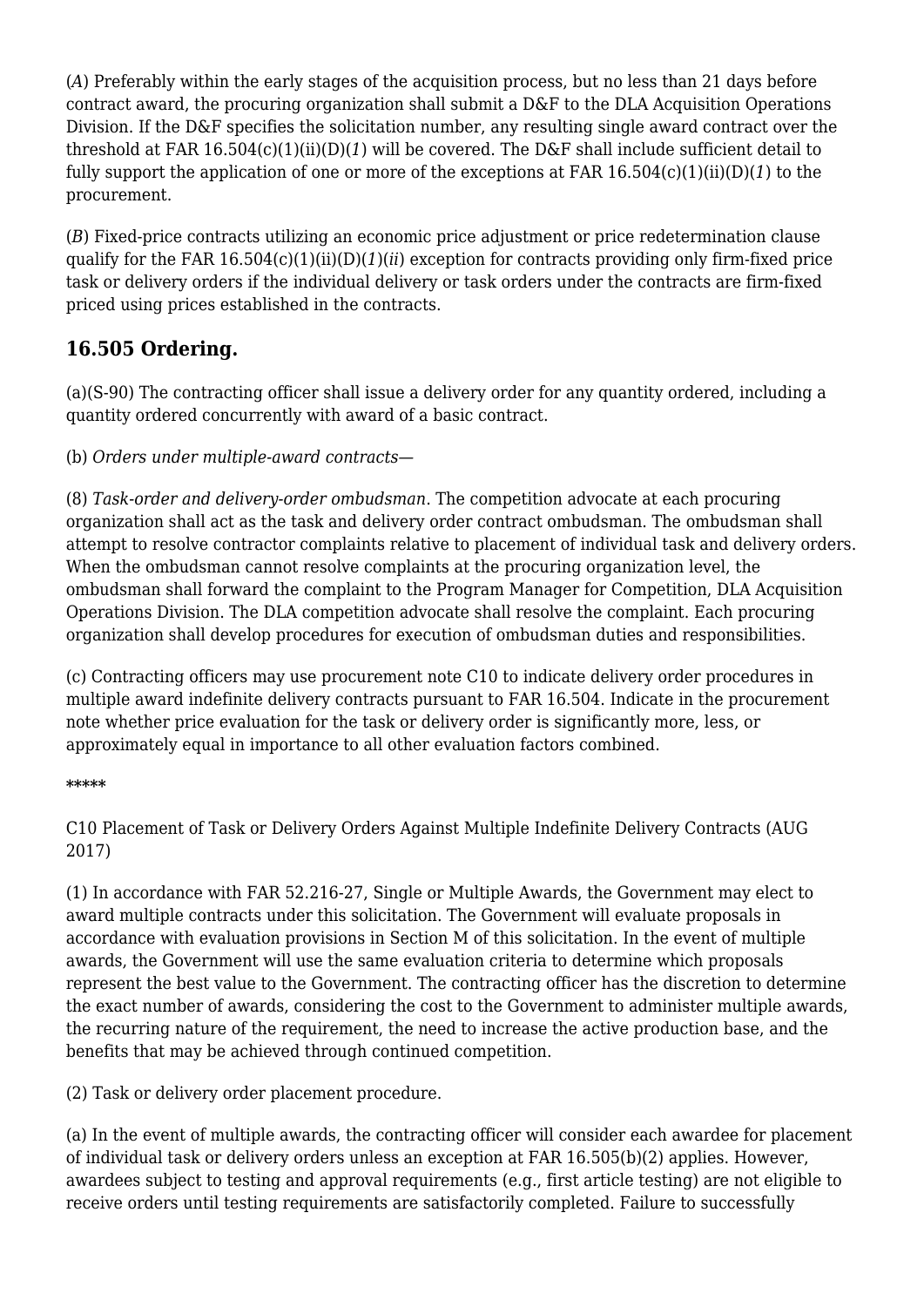(*A*) Preferably within the early stages of the acquisition process, but no less than 21 days before contract award, the procuring organization shall submit a D&F to the DLA Acquisition Operations Division. If the D&F specifies the solicitation number, any resulting single award contract over the threshold at FAR 16.504(c)(1)(ii)(D)(*1*) will be covered. The D&F shall include sufficient detail to fully support the application of one or more of the exceptions at FAR 16.504(c)(1)(ii)(D)(*1*) to the procurement.

(*B*) Fixed-price contracts utilizing an economic price adjustment or price redetermination clause qualify for the FAR 16.504(c)(1)(ii)(D)(*1*)(*ii*) exception for contracts providing only firm-fixed price task or delivery orders if the individual delivery or task orders under the contracts are firm-fixed priced using prices established in the contracts.

## 16.505 Ordering.

(a)(S-90) The contracting officer shall issue a delivery order for any quantity ordered, including a quantity ordered concurrently with award of a basic contract.

(b) *Orders under multiple-award contracts—*

(8) *Task-order and delivery-order ombudsman*. The competition advocate at each procuring organization shall act as the task and delivery order contract ombudsman. The ombudsman shall attempt to resolve contractor complaints relative to placement of individual task and delivery orders. When the ombudsman cannot resolve complaints at the procuring organization level, the ombudsman shall forward the complaint to the Program Manager for Competition, DLA Acquisition Operations Division. The DLA competition advocate shall resolve the complaint. Each procuring organization shall develop procedures for execution of ombudsman duties and responsibilities.

(c) Contracting officers may use procurement note C10 to indicate delivery order procedures in multiple award indefinite delivery contracts pursuant to FAR 16.504. Indicate in the procurement note whether price evaluation for the task or delivery order is significantly more, less, or approximately equal in importance to all other evaluation factors combined.

*****

C10 Placement of Task or Delivery Orders Against Multiple Indefinite Delivery Contracts (AUG 2017)

(1) In accordance with FAR 52.216-27, Single or Multiple Awards, the Government may elect to award multiple contracts under this solicitation. The Government will evaluate proposals in accordance with evaluation provisions in Section M of this solicitation. In the event of multiple awards, the Government will use the same evaluation criteria to determine which proposals represent the best value to the Government. The contracting officer has the discretion to determine the exact number of awards, considering the cost to the Government to administer multiple awards, the recurring nature of the requirement, the need to increase the active production base, and the benefits that may be achieved through continued competition.

(2) Task or delivery order placement procedure.

(a) In the event of multiple awards, the contracting officer will consider each awardee for placement of individual task or delivery orders unless an exception at FAR 16.505(b)(2) applies. However, awardees subject to testing and approval requirements (e.g., first article testing) are not eligible to receive orders until testing requirements are satisfactorily completed. Failure to successfully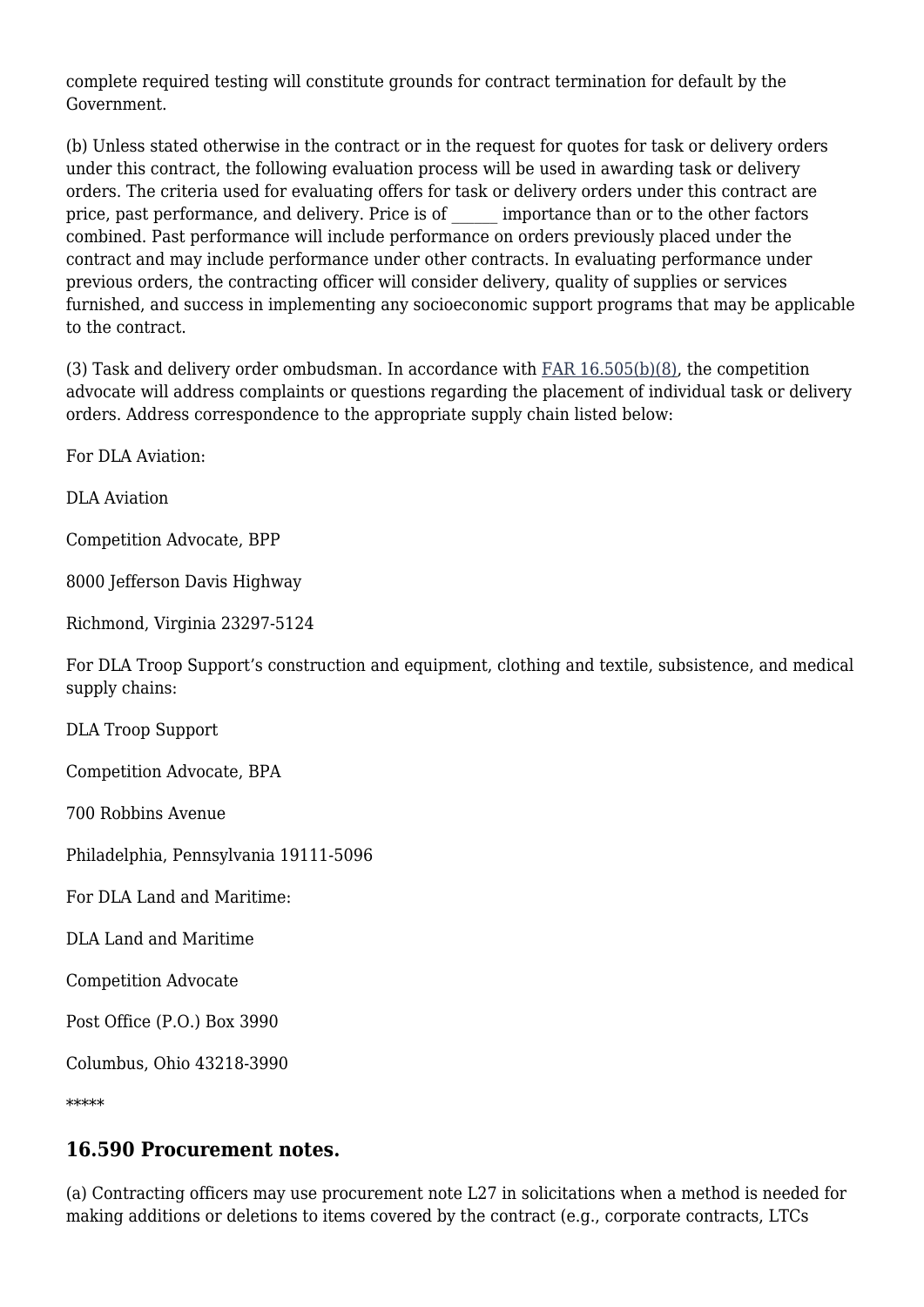complete required testing will constitute grounds for contract termination for default by the Government.

(b) Unless stated otherwise in the contract or in the request for quotes for task or delivery orders under this contract, the following evaluation process will be used in awarding task or delivery orders. The criteria used for evaluating offers for task or delivery orders under this contract are price, past performance, and delivery. Price is of ______ importance than or to the other factors combined. Past performance will include performance on orders previously placed under the contract and may include performance under other contracts. In evaluating performance under previous orders, the contracting officer will consider delivery, quality of supplies or services furnished, and success in implementing any socioeconomic support programs that may be applicable to the contract.

(3) Task and delivery order ombudsman. In accordance with FAR 16.505(b)(8), the competition advocate will address complaints or questions regarding the placement of individual task or delivery orders. Address correspondence to the appropriate supply chain listed below:

For DLA Aviation:

DLA Aviation

Competition Advocate, BPP

8000 Jefferson Davis Highway

Richmond, Virginia 23297-5124

For DLA Troop Support's construction and equipment, clothing and textile, subsistence, and medical supply chains:

DLA Troop Support

Competition Advocate, BPA

700 Robbins Avenue

Philadelphia, Pennsylvania 19111-5096

For DLA Land and Maritime:

DLA Land and Maritime

Competition Advocate

Post Office (P.O.) Box 3990

Columbus, Ohio 43218-3990

*****

## 16.590 Procurement notes.

(a) Contracting officers may use procurement note L27 in solicitations when a method is needed for making additions or deletions to items covered by the contract (e.g., corporate contracts, LTCs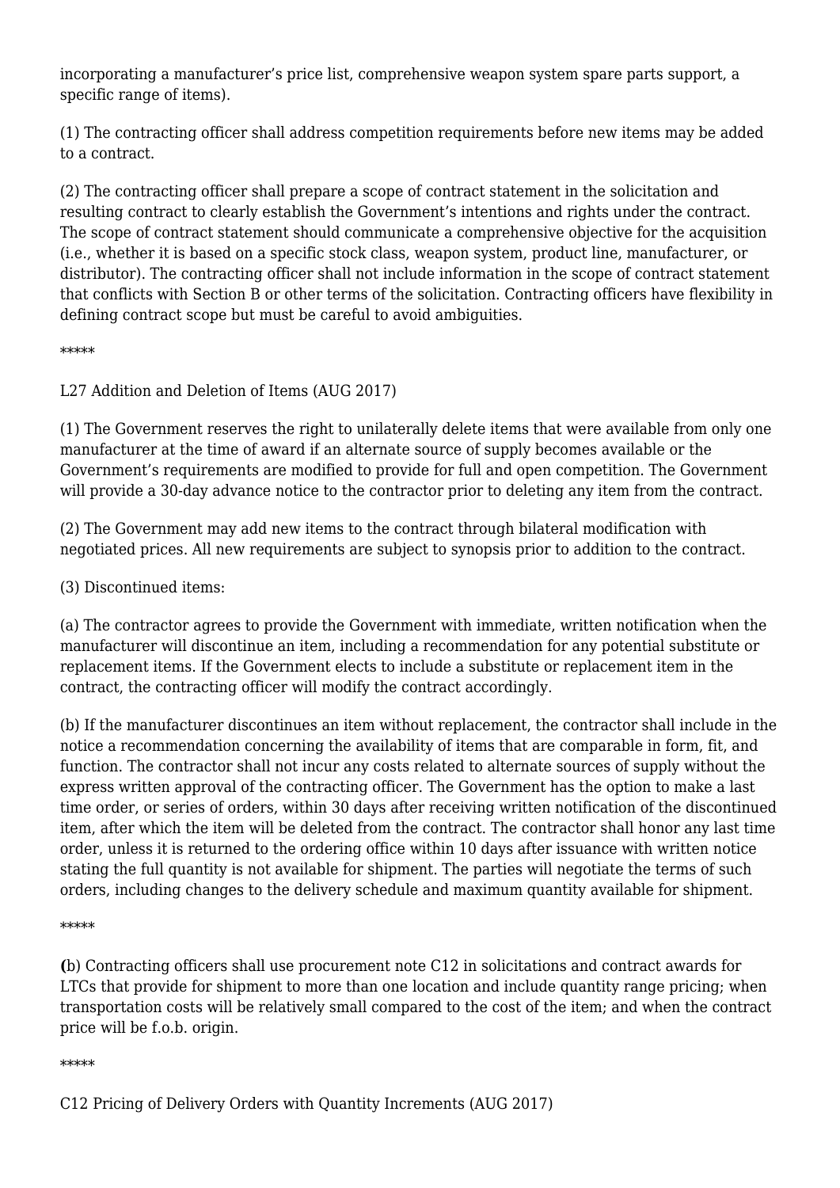incorporating a manufacturer's price list, comprehensive weapon system spare parts support, a specific range of items).

(1) The contracting officer shall address competition requirements before new items may be added to a contract.

(2) The contracting officer shall prepare a scope of contract statement in the solicitation and resulting contract to clearly establish the Government's intentions and rights under the contract. The scope of contract statement should communicate a comprehensive objective for the acquisition (i.e., whether it is based on a specific stock class, weapon system, product line, manufacturer, or distributor). The contracting officer shall not include information in the scope of contract statement that conflicts with Section B or other terms of the solicitation. Contracting officers have flexibility in defining contract scope but must be careful to avoid ambiguities.

*****

L27 Addition and Deletion of Items (AUG 2017)

(1) The Government reserves the right to unilaterally delete items that were available from only one manufacturer at the time of award if an alternate source of supply becomes available or the Government's requirements are modified to provide for full and open competition. The Government will provide a 30-day advance notice to the contractor prior to deleting any item from the contract.

(2) The Government may add new items to the contract through bilateral modification with negotiated prices. All new requirements are subject to synopsis prior to addition to the contract.

(3) Discontinued items:

(a) The contractor agrees to provide the Government with immediate, written notification when the manufacturer will discontinue an item, including a recommendation for any potential substitute or replacement items. If the Government elects to include a substitute or replacement item in the contract, the contracting officer will modify the contract accordingly.

(b) If the manufacturer discontinues an item without replacement, the contractor shall include in the notice a recommendation concerning the availability of items that are comparable in form, fit, and function. The contractor shall not incur any costs related to alternate sources of supply without the express written approval of the contracting officer. The Government has the option to make a last time order, or series of orders, within 30 days after receiving written notification of the discontinued item, after which the item will be deleted from the contract. The contractor shall honor any last time order, unless it is returned to the ordering office within 10 days after issuance with written notice stating the full quantity is not available for shipment. The parties will negotiate the terms of such orders, including changes to the delivery schedule and maximum quantity available for shipment.

*****

**(**b) Contracting officers shall use procurement note C12 in solicitations and contract awards for LTCs that provide for shipment to more than one location and include quantity range pricing; when transportation costs will be relatively small compared to the cost of the item; and when the contract price will be f.o.b. origin.

*****

C12 Pricing of Delivery Orders with Quantity Increments (AUG 2017)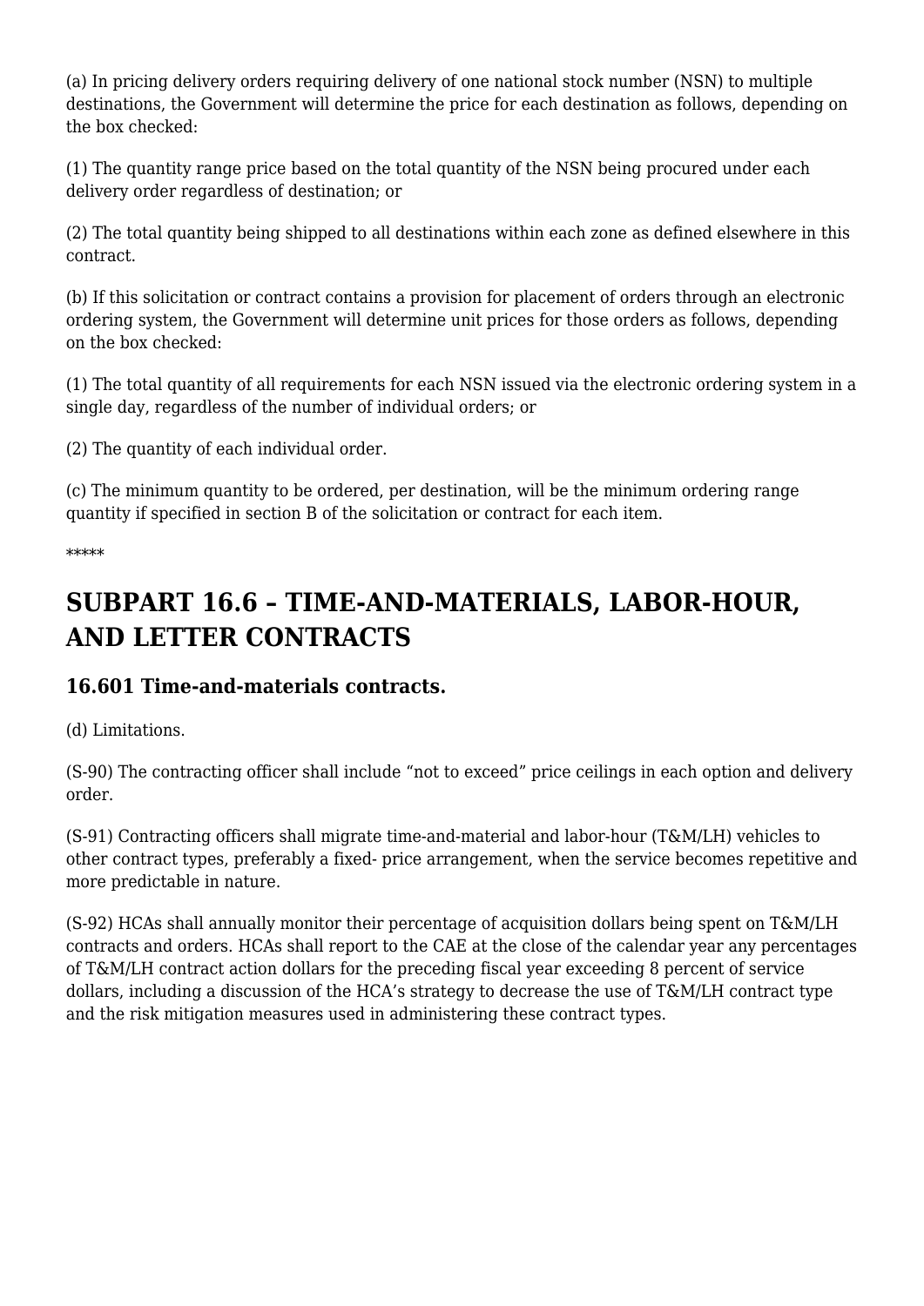(a) In pricing delivery orders requiring delivery of one national stock number (NSN) to multiple destinations, the Government will determine the price for each destination as follows, depending on the box checked:

(1) The quantity range price based on the total quantity of the NSN being procured under each delivery order regardless of destination; or

(2) The total quantity being shipped to all destinations within each zone as defined elsewhere in this contract.

(b) If this solicitation or contract contains a provision for placement of orders through an electronic ordering system, the Government will determine unit prices for those orders as follows, depending on the box checked:

(1) The total quantity of all requirements for each NSN issued via the electronic ordering system in a single day, regardless of the number of individual orders; or

(2) The quantity of each individual order.

(c) The minimum quantity to be ordered, per destination, will be the minimum ordering range quantity if specified in section B of the solicitation or contract for each item.

*****

## SUBPART 16.6 – TIME-AND-MATERIALS, LABOR-HOUR, AND LETTER CONTRACTS

### 16.601 Time-and-materials contracts.

(d) Limitations.

(S-90) The contracting officer shall include “not to exceed” price ceilings in each option and delivery order.

(S-91) Contracting officers shall migrate time-and-material and labor-hour (T&M/LH) vehicles to other contract types, preferably a fixed- price arrangement, when the service becomes repetitive and more predictable in nature.

(S-92) HCAs shall annually monitor their percentage of acquisition dollars being spent on T&M/LH contracts and orders. HCAs shall report to the CAE at the close of the calendar year any percentages of T&M/LH contract action dollars for the preceding fiscal year exceeding 8 percent of service dollars, including a discussion of the HCA’s strategy to decrease the use of T&M/LH contract type and the risk mitigation measures used in administering these contract types.